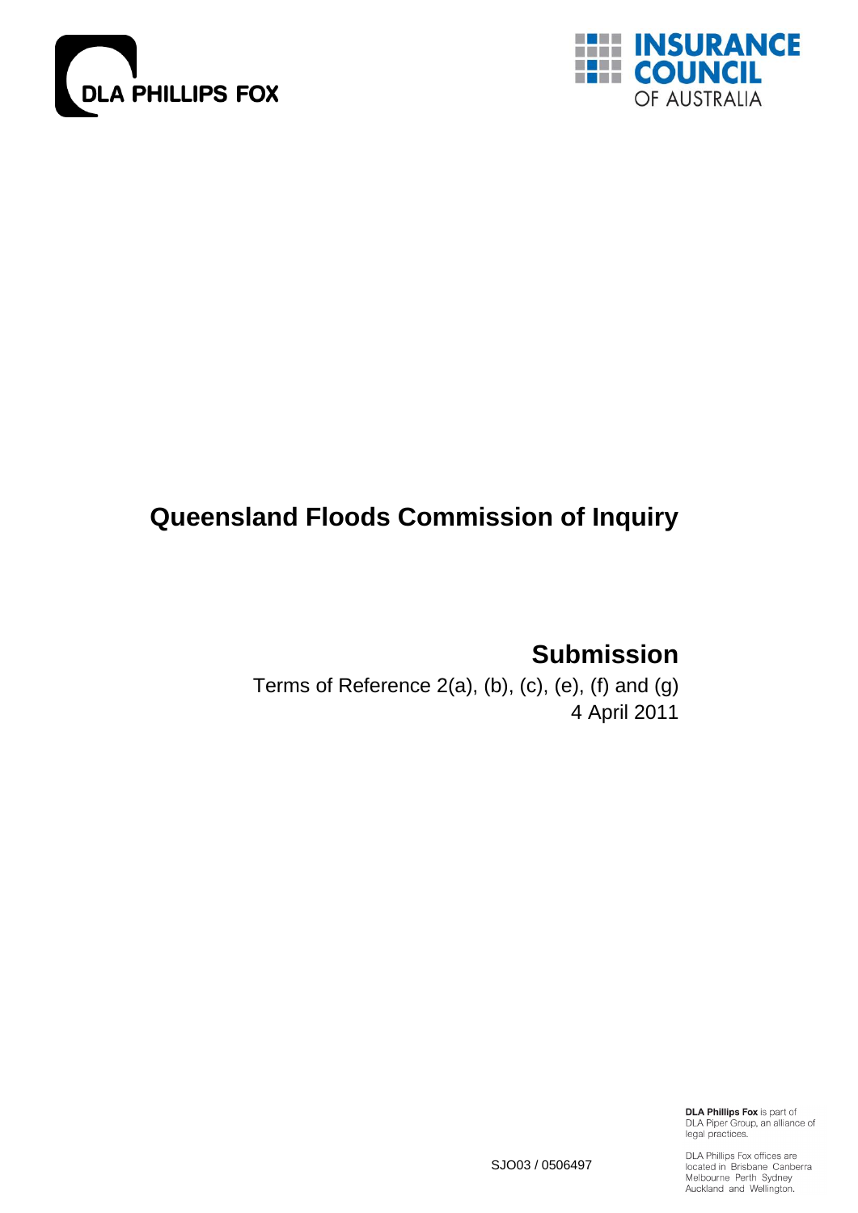DLA PHILLIPS FOX

INSURANCE COUNCIL OF AUSTRALIA

# Queensland Floods Commission of Inquiry

## Submission

Terms of Reference 2(a), (b), (c), (e), (f) and (g)

4 April 2011

SJO03 / 0506497

**DLA Phillips Fox** is part of DLA Piper Group, an alliance of legal practices.

DLA Phillips Fox offices are located in Brisbane Canberra Melbourne Perth Sydney Auckland and Wellington.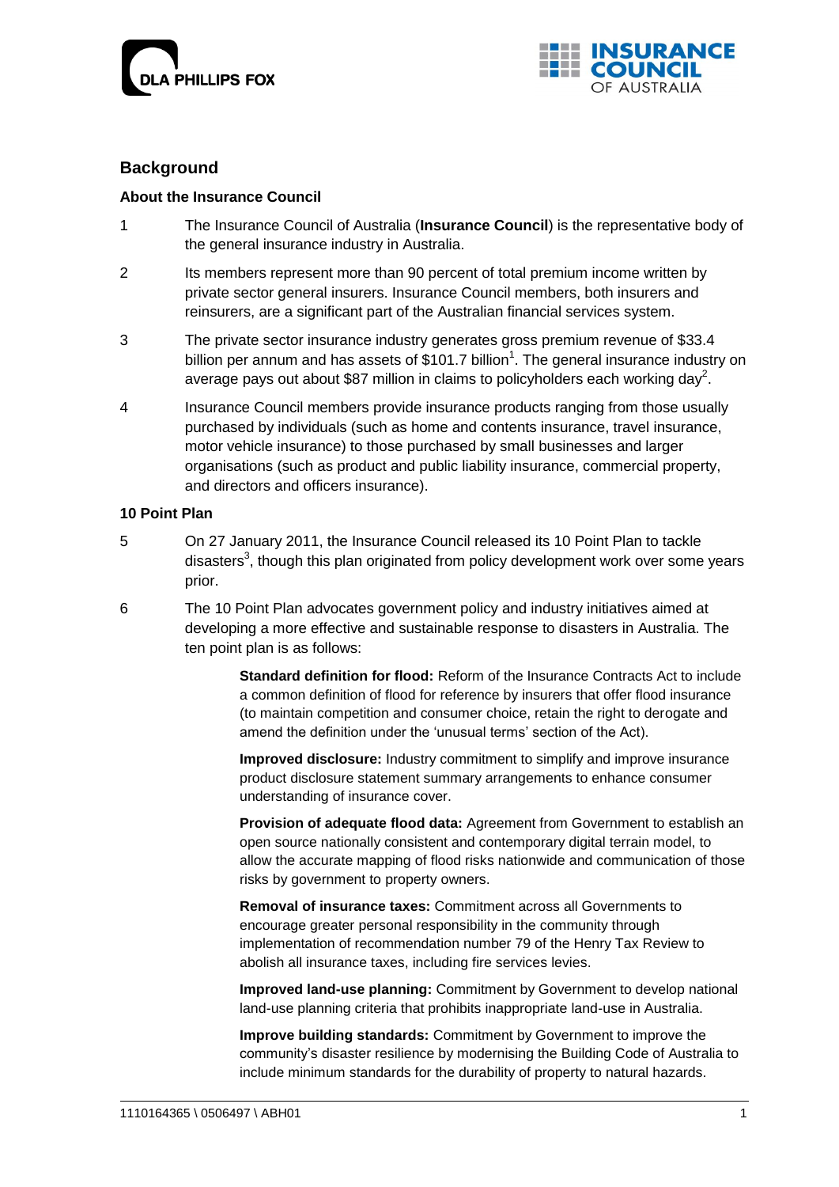## Background

### About the Insurance Council

1 The Insurance Council of Australia (**Insurance Council**) is the representative body of the general insurance industry in Australia.

2 Its members represent more than 90 percent of total premium income written by private sector general insurers. Insurance Council members, both insurers and reinsurers, are a significant part of the Australian financial services system.

3 The private sector insurance industry generates gross premium revenue of $33.4 billion per annum and has assets of $101.7 billion[1]. The general insurance industry on average pays out about $87 million in claims to policyholders each working day[2].

4 Insurance Council members provide insurance products ranging from those usually purchased by individuals (such as home and contents insurance, travel insurance, motor vehicle insurance) to those purchased by small businesses and larger organisations (such as product and public liability insurance, commercial property, and directors and officers insurance).

### 10 Point Plan

5 On 27 January 2011, the Insurance Council released its 10 Point Plan to tackle disasters[3], though this plan originated from policy development work over some years prior.

6 The 10 Point Plan advocates government policy and industry initiatives aimed at developing a more effective and sustainable response to disasters in Australia. The ten point plan is as follows:

> **Standard definition for flood:** Reform of the Insurance Contracts Act to include a common definition of flood for reference by insurers that offer flood insurance (to maintain competition and consumer choice, retain the right to derogate and amend the definition under the 'unusual terms' section of the Act).
>
> **Improved disclosure:** Industry commitment to simplify and improve insurance product disclosure statement summary arrangements to enhance consumer understanding of insurance cover.
>
> **Provision of adequate flood data:** Agreement from Government to establish an open source nationally consistent and contemporary digital terrain model, to allow the accurate mapping of flood risks nationwide and communication of those risks by government to property owners.
>
> **Removal of insurance taxes:** Commitment across all Governments to encourage greater personal responsibility in the community through implementation of recommendation number 79 of the Henry Tax Review to abolish all insurance taxes, including fire services levies.
>
> **Improved land-use planning:** Commitment by Government to develop national land-use planning criteria that prohibits inappropriate land-use in Australia.
>
> **Improve building standards:** Commitment by Government to improve the community's disaster resilience by modernising the Building Code of Australia to include minimum standards for the durability of property to natural hazards.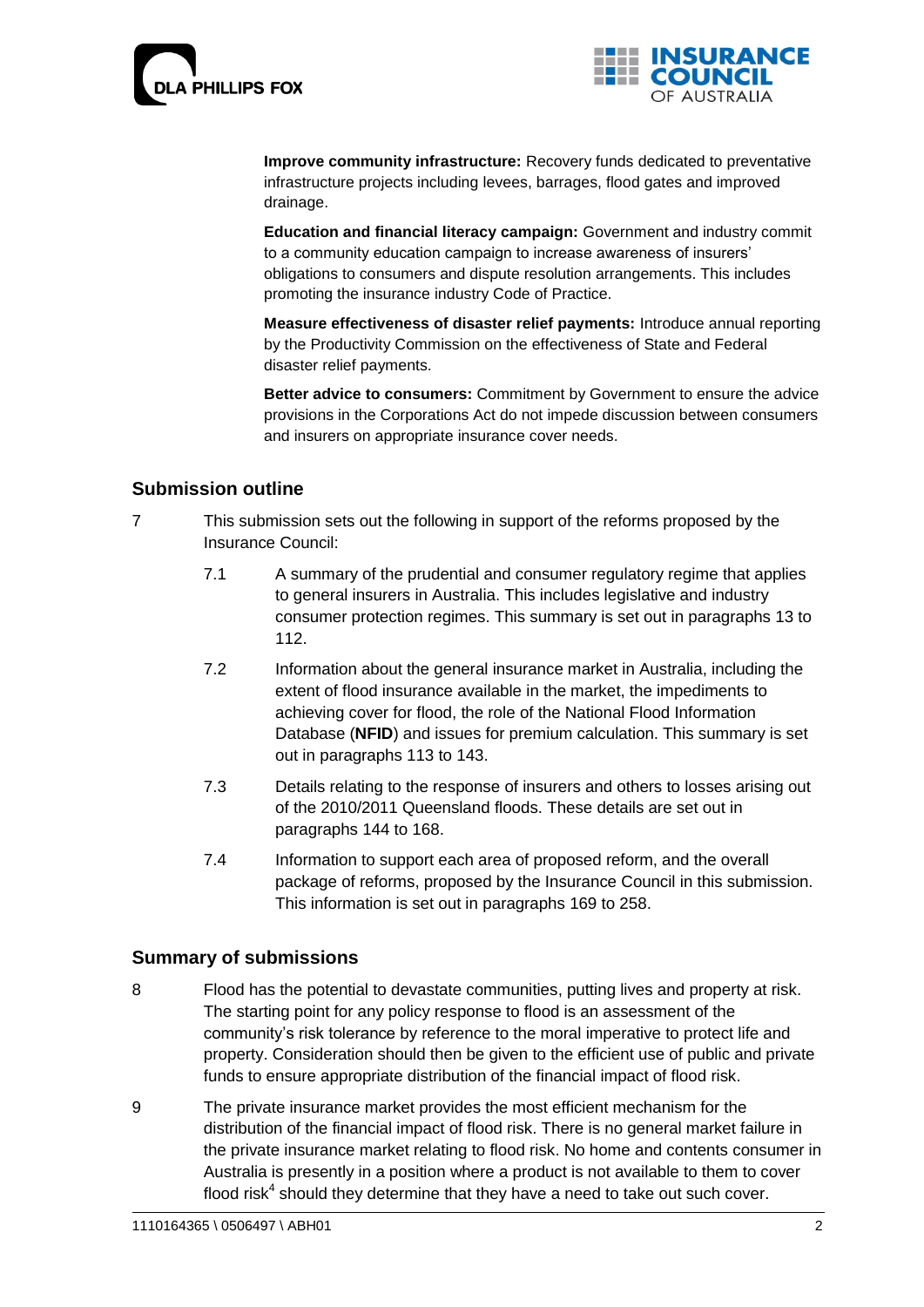**Improve community infrastructure:** Recovery funds dedicated to preventative infrastructure projects including levees, barrages, flood gates and improved drainage.

**Education and financial literacy campaign:** Government and industry commit to a community education campaign to increase awareness of insurers' obligations to consumers and dispute resolution arrangements. This includes promoting the insurance industry Code of Practice.

**Measure effectiveness of disaster relief payments:** Introduce annual reporting by the Productivity Commission on the effectiveness of State and Federal disaster relief payments.

**Better advice to consumers:** Commitment by Government to ensure the advice provisions in the Corporations Act do not impede discussion between consumers and insurers on appropriate insurance cover needs.

## Submission outline

7 This submission sets out the following in support of the reforms proposed by the Insurance Council:

7.1 A summary of the prudential and consumer regulatory regime that applies to general insurers in Australia. This includes legislative and industry consumer protection regimes. This summary is set out in paragraphs 13 to 112.

7.2 Information about the general insurance market in Australia, including the extent of flood insurance available in the market, the impediments to achieving cover for flood, the role of the National Flood Information Database (**NFID**) and issues for premium calculation. This summary is set out in paragraphs 113 to 143.

7.3 Details relating to the response of insurers and others to losses arising out of the 2010/2011 Queensland floods. These details are set out in paragraphs 144 to 168.

7.4 Information to support each area of proposed reform, and the overall package of reforms, proposed by the Insurance Council in this submission. This information is set out in paragraphs 169 to 258.

## Summary of submissions

8 Flood has the potential to devastate communities, putting lives and property at risk. The starting point for any policy response to flood is an assessment of the community's risk tolerance by reference to the moral imperative to protect life and property. Consideration should then be given to the efficient use of public and private funds to ensure appropriate distribution of the financial impact of flood risk.

9 The private insurance market provides the most efficient mechanism for the distribution of the financial impact of flood risk. There is no general market failure in the private insurance market relating to flood risk. No home and contents consumer in Australia is presently in a position where a product is not available to them to cover flood risk[4] should they determine that they have a need to take out such cover.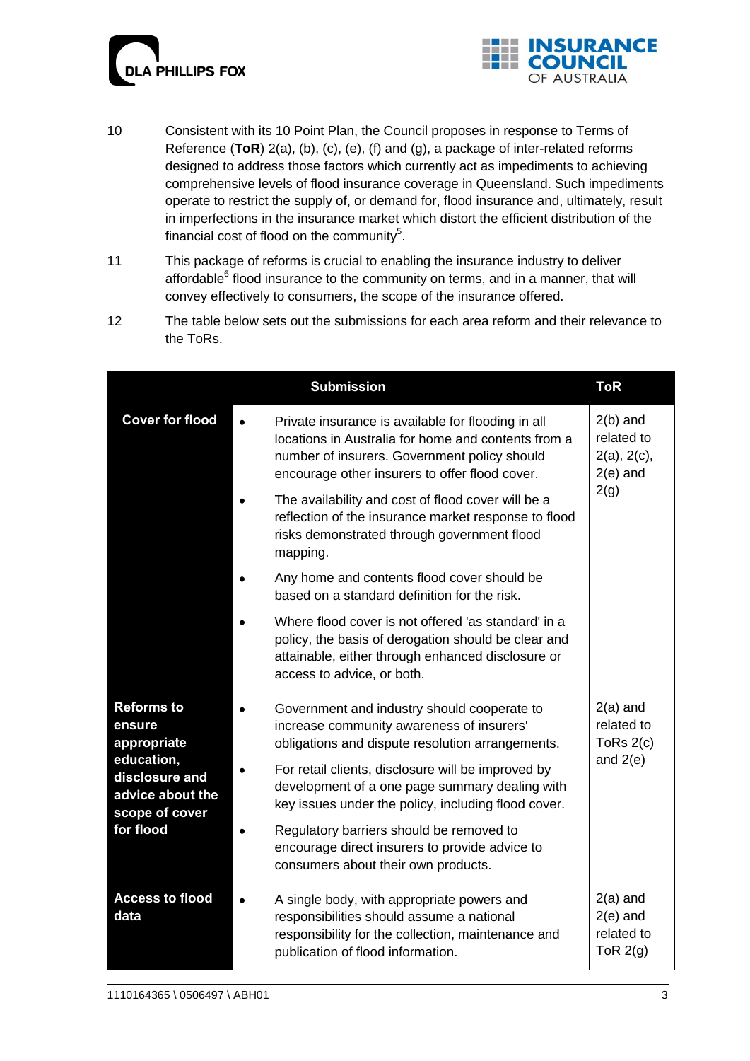10 Consistent with its 10 Point Plan, the Council proposes in response to Terms of Reference (**ToR**) 2(a), (b), (c), (e), (f) and (g), a package of inter-related reforms designed to address those factors which currently act as impediments to achieving comprehensive levels of flood insurance coverage in Queensland. Such impediments operate to restrict the supply of, or demand for, flood insurance and, ultimately, result in imperfections in the insurance market which distort the efficient distribution of the financial cost of flood on the community[5].

11 This package of reforms is crucial to enabling the insurance industry to deliver affordable[6] flood insurance to the community on terms, and in a manner, that will convey effectively to consumers, the scope of the insurance offered.

12 The table below sets out the submissions for each area reform and their relevance to the ToRs.

| | Submission | ToR |
|---|---|---|
| **Cover for flood** | • Private insurance is available for flooding in all locations in Australia for home and contents from a number of insurers. Government policy should encourage other insurers to offer flood cover.<br>• The availability and cost of flood cover will be a reflection of the insurance market response to flood risks demonstrated through government flood mapping.<br>• Any home and contents flood cover should be based on a standard definition for the risk.<br>• Where flood cover is not offered 'as standard' in a policy, the basis of derogation should be clear and attainable, either through enhanced disclosure or access to advice, or both. | 2(b) and related to 2(a), 2(c), 2(e) and 2(g) |
| **Reforms to ensure appropriate education, disclosure and advice about the scope of cover for flood** | • Government and industry should cooperate to increase community awareness of insurers' obligations and dispute resolution arrangements.<br>• For retail clients, disclosure will be improved by development of a one page summary dealing with key issues under the policy, including flood cover.<br>• Regulatory barriers should be removed to encourage direct insurers to provide advice to consumers about their own products. | 2(a) and related to ToRs 2(c) and 2(e) |
| **Access to flood data** | • A single body, with appropriate powers and responsibilities should assume a national responsibility for the collection, maintenance and publication of flood information. | 2(a) and 2(e) and related to ToR 2(g) |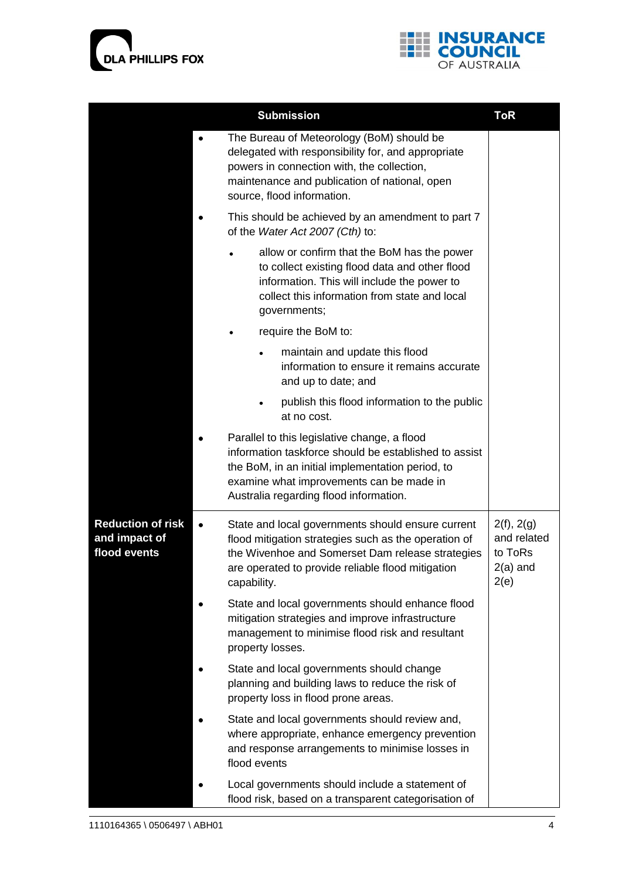| | Submission | ToR |
|---|---|---|
| | • The Bureau of Meteorology (BoM) should be delegated with responsibility for, and appropriate powers in connection with, the collection, maintenance and publication of national, open source, flood information.<br><br>• This should be achieved by an amendment to part 7 of the *Water Act 2007 (Cth)* to:<br><br>  • allow or confirm that the BoM has the power to collect existing flood data and other flood information. This will include the power to collect this information from state and local governments;<br><br>  • require the BoM to:<br><br>    • maintain and update this flood information to ensure it remains accurate and up to date; and<br><br>    • publish this flood information to the public at no cost.<br><br>• Parallel to this legislative change, a flood information taskforce should be established to assist the BoM, in an initial implementation period, to examine what improvements can be made in Australia regarding flood information. | |
| **Reduction of risk and impact of flood events** | • State and local governments should ensure current flood mitigation strategies such as the operation of the Wivenhoe and Somerset Dam release strategies are operated to provide reliable flood mitigation capability.<br><br>• State and local governments should enhance flood mitigation strategies and improve infrastructure management to minimise flood risk and resultant property losses.<br><br>• State and local governments should change planning and building laws to reduce the risk of property loss in flood prone areas.<br><br>• State and local governments should review and, where appropriate, enhance emergency prevention and response arrangements to minimise losses in flood events<br><br>• Local governments should include a statement of flood risk, based on a transparent categorisation of | 2(f), 2(g) and related to ToRs 2(a) and 2(e) |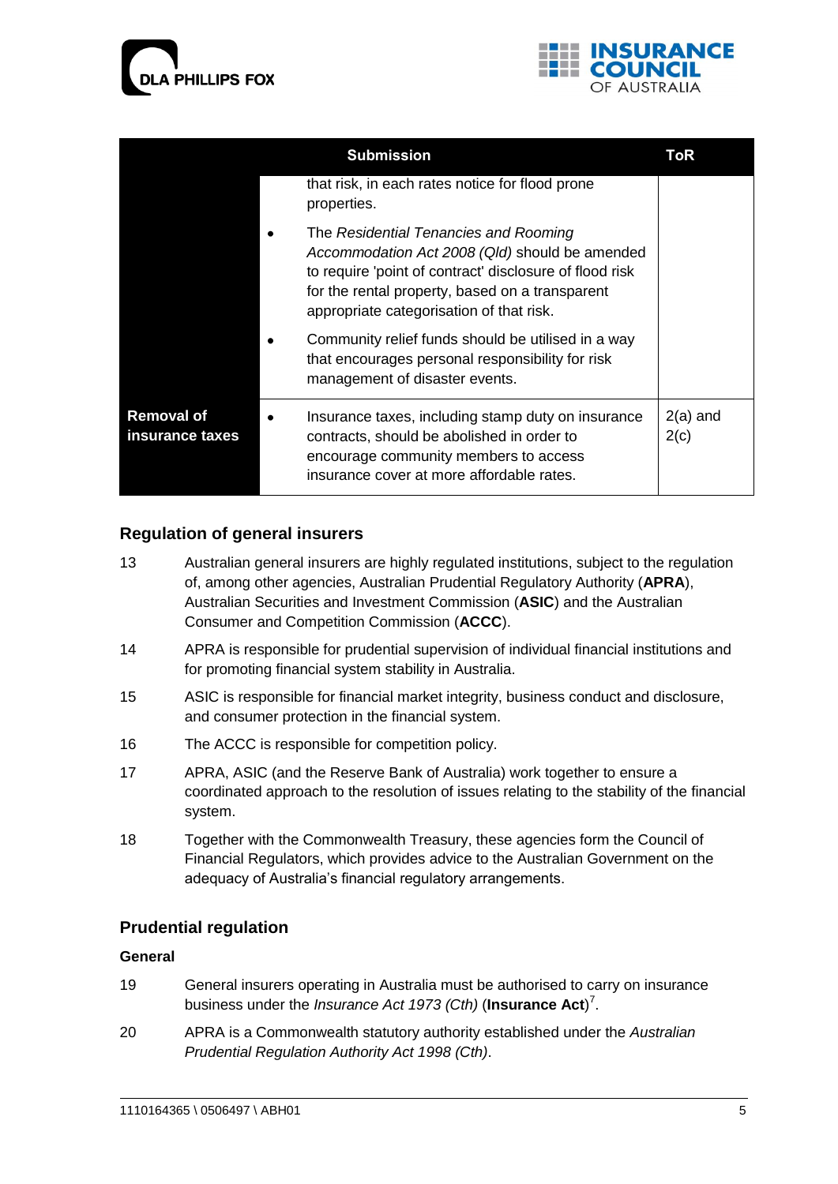| | Submission | ToR |
|---|---|---|
| | that risk, in each rates notice for flood prone properties.<br>• The *Residential Tenancies and Rooming Accommodation Act 2008 (Qld)* should be amended to require 'point of contract' disclosure of flood risk for the rental property, based on a transparent appropriate categorisation of that risk.<br>• Community relief funds should be utilised in a way that encourages personal responsibility for risk management of disaster events. | |
| **Removal of insurance taxes** | • Insurance taxes, including stamp duty on insurance contracts, should be abolished in order to encourage community members to access insurance cover at more affordable rates. | 2(a) and 2(c) |

## Regulation of general insurers

13 Australian general insurers are highly regulated institutions, subject to the regulation of, among other agencies, Australian Prudential Regulatory Authority (**APRA**), Australian Securities and Investment Commission (**ASIC**) and the Australian Consumer and Competition Commission (**ACCC**).

14 APRA is responsible for prudential supervision of individual financial institutions and for promoting financial system stability in Australia.

15 ASIC is responsible for financial market integrity, business conduct and disclosure, and consumer protection in the financial system.

16 The ACCC is responsible for competition policy.

17 APRA, ASIC (and the Reserve Bank of Australia) work together to ensure a coordinated approach to the resolution of issues relating to the stability of the financial system.

18 Together with the Commonwealth Treasury, these agencies form the Council of Financial Regulators, which provides advice to the Australian Government on the adequacy of Australia's financial regulatory arrangements.

## Prudential regulation

### General

19 General insurers operating in Australia must be authorised to carry on insurance business under the *Insurance Act 1973 (Cth)* (**Insurance Act**)[7].

20 APRA is a Commonwealth statutory authority established under the *Australian Prudential Regulation Authority Act 1998 (Cth)*.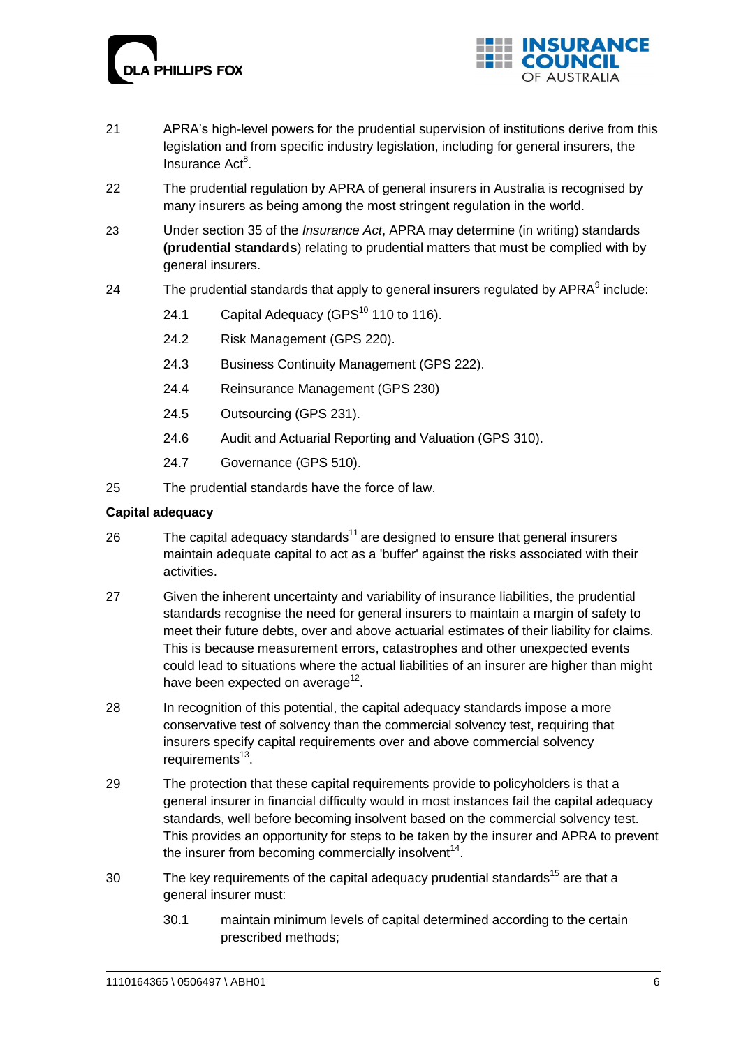21 APRA's high-level powers for the prudential supervision of institutions derive from this legislation and from specific industry legislation, including for general insurers, the Insurance Act[8].

22 The prudential regulation by APRA of general insurers in Australia is recognised by many insurers as being among the most stringent regulation in the world.

23 Under section 35 of the *Insurance Act*, APRA may determine (in writing) standards **(prudential standards**) relating to prudential matters that must be complied with by general insurers.

24 The prudential standards that apply to general insurers regulated by APRA[9] include:

24.1 Capital Adequacy (GPS[10] 110 to 116).

24.2 Risk Management (GPS 220).

24.3 Business Continuity Management (GPS 222).

24.4 Reinsurance Management (GPS 230)

24.5 Outsourcing (GPS 231).

24.6 Audit and Actuarial Reporting and Valuation (GPS 310).

24.7 Governance (GPS 510).

25 The prudential standards have the force of law.

**Capital adequacy**

26 The capital adequacy standards[11] are designed to ensure that general insurers maintain adequate capital to act as a 'buffer' against the risks associated with their activities.

27 Given the inherent uncertainty and variability of insurance liabilities, the prudential standards recognise the need for general insurers to maintain a margin of safety to meet their future debts, over and above actuarial estimates of their liability for claims. This is because measurement errors, catastrophes and other unexpected events could lead to situations where the actual liabilities of an insurer are higher than might have been expected on average[12].

28 In recognition of this potential, the capital adequacy standards impose a more conservative test of solvency than the commercial solvency test, requiring that insurers specify capital requirements over and above commercial solvency requirements[13].

29 The protection that these capital requirements provide to policyholders is that a general insurer in financial difficulty would in most instances fail the capital adequacy standards, well before becoming insolvent based on the commercial solvency test. This provides an opportunity for steps to be taken by the insurer and APRA to prevent the insurer from becoming commercially insolvent[14].

30 The key requirements of the capital adequacy prudential standards[15] are that a general insurer must:

30.1 maintain minimum levels of capital determined according to the certain prescribed methods;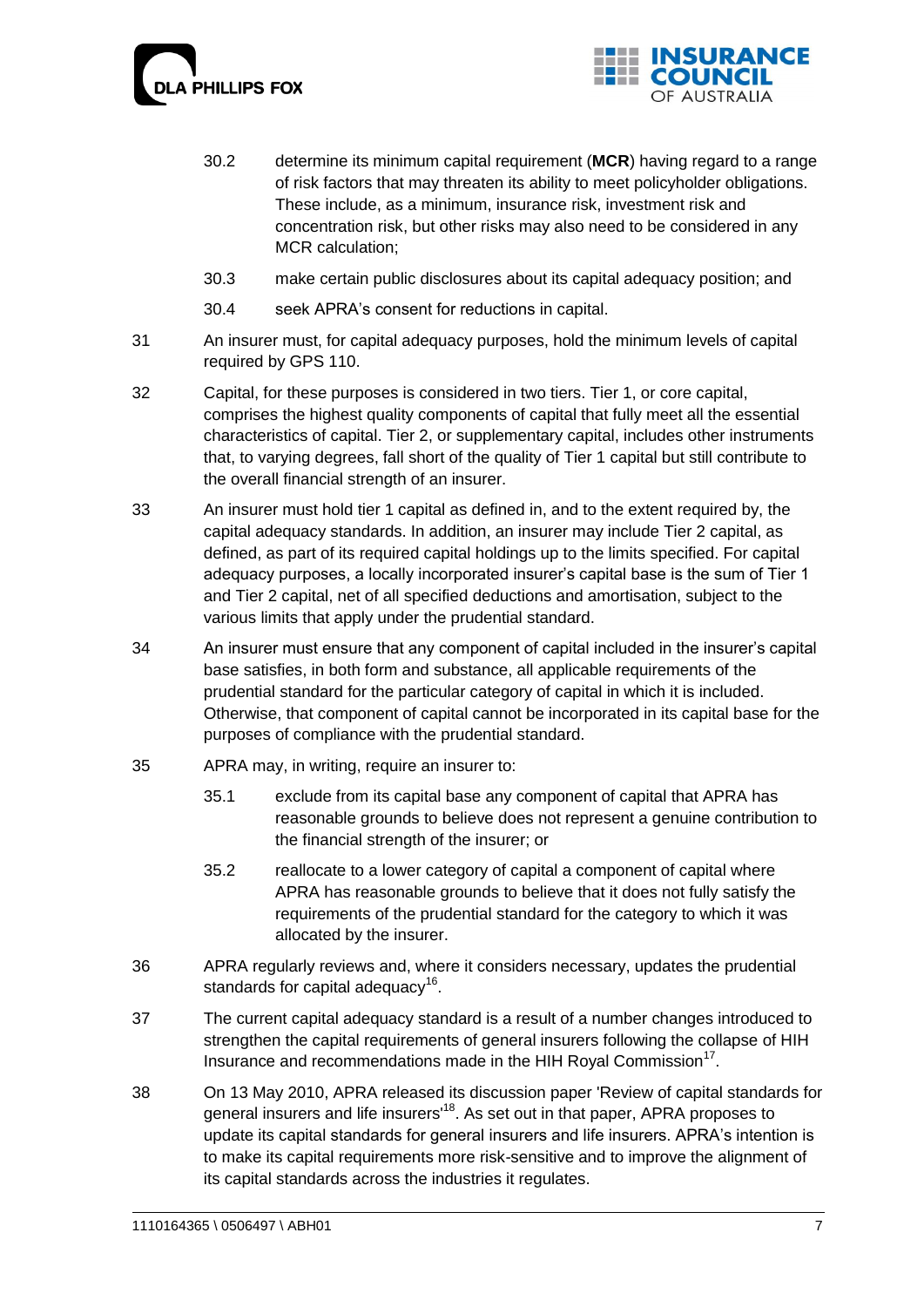30.2 determine its minimum capital requirement (**MCR**) having regard to a range of risk factors that may threaten its ability to meet policyholder obligations. These include, as a minimum, insurance risk, investment risk and concentration risk, but other risks may also need to be considered in any MCR calculation;

30.3 make certain public disclosures about its capital adequacy position; and

30.4 seek APRA's consent for reductions in capital.

31 An insurer must, for capital adequacy purposes, hold the minimum levels of capital required by GPS 110.

32 Capital, for these purposes is considered in two tiers. Tier 1, or core capital, comprises the highest quality components of capital that fully meet all the essential characteristics of capital. Tier 2, or supplementary capital, includes other instruments that, to varying degrees, fall short of the quality of Tier 1 capital but still contribute to the overall financial strength of an insurer.

33 An insurer must hold tier 1 capital as defined in, and to the extent required by, the capital adequacy standards. In addition, an insurer may include Tier 2 capital, as defined, as part of its required capital holdings up to the limits specified. For capital adequacy purposes, a locally incorporated insurer's capital base is the sum of Tier 1 and Tier 2 capital, net of all specified deductions and amortisation, subject to the various limits that apply under the prudential standard.

34 An insurer must ensure that any component of capital included in the insurer's capital base satisfies, in both form and substance, all applicable requirements of the prudential standard for the particular category of capital in which it is included. Otherwise, that component of capital cannot be incorporated in its capital base for the purposes of compliance with the prudential standard.

35 APRA may, in writing, require an insurer to:

35.1 exclude from its capital base any component of capital that APRA has reasonable grounds to believe does not represent a genuine contribution to the financial strength of the insurer; or

35.2 reallocate to a lower category of capital a component of capital where APRA has reasonable grounds to believe that it does not fully satisfy the requirements of the prudential standard for the category to which it was allocated by the insurer.

36 APRA regularly reviews and, where it considers necessary, updates the prudential standards for capital adequacy[16].

37 The current capital adequacy standard is a result of a number changes introduced to strengthen the capital requirements of general insurers following the collapse of HIH Insurance and recommendations made in the HIH Royal Commission[17].

38 On 13 May 2010, APRA released its discussion paper 'Review of capital standards for general insurers and life insurers'[18]. As set out in that paper, APRA proposes to update its capital standards for general insurers and life insurers. APRA's intention is to make its capital requirements more risk-sensitive and to improve the alignment of its capital standards across the industries it regulates.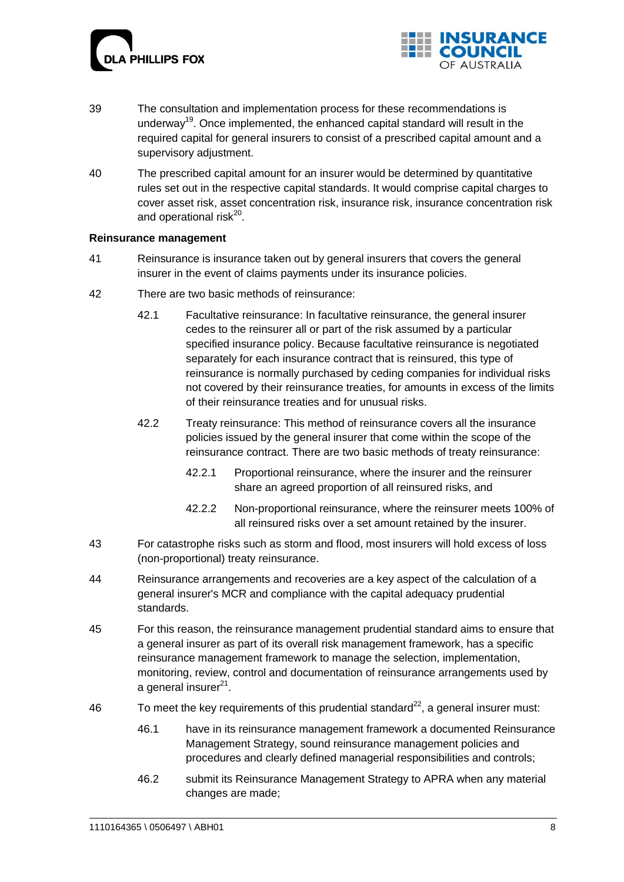39 The consultation and implementation process for these recommendations is underway[19]. Once implemented, the enhanced capital standard will result in the required capital for general insurers to consist of a prescribed capital amount and a supervisory adjustment.

40 The prescribed capital amount for an insurer would be determined by quantitative rules set out in the respective capital standards. It would comprise capital charges to cover asset risk, asset concentration risk, insurance risk, insurance concentration risk and operational risk[20].

**Reinsurance management**

41 Reinsurance is insurance taken out by general insurers that covers the general insurer in the event of claims payments under its insurance policies.

42 There are two basic methods of reinsurance:

42.1 Facultative reinsurance: In facultative reinsurance, the general insurer cedes to the reinsurer all or part of the risk assumed by a particular specified insurance policy. Because facultative reinsurance is negotiated separately for each insurance contract that is reinsured, this type of reinsurance is normally purchased by ceding companies for individual risks not covered by their reinsurance treaties, for amounts in excess of the limits of their reinsurance treaties and for unusual risks.

42.2 Treaty reinsurance: This method of reinsurance covers all the insurance policies issued by the general insurer that come within the scope of the reinsurance contract. There are two basic methods of treaty reinsurance:

42.2.1 Proportional reinsurance, where the insurer and the reinsurer share an agreed proportion of all reinsured risks, and

42.2.2 Non-proportional reinsurance, where the reinsurer meets 100% of all reinsured risks over a set amount retained by the insurer.

43 For catastrophe risks such as storm and flood, most insurers will hold excess of loss (non-proportional) treaty reinsurance.

44 Reinsurance arrangements and recoveries are a key aspect of the calculation of a general insurer's MCR and compliance with the capital adequacy prudential standards.

45 For this reason, the reinsurance management prudential standard aims to ensure that a general insurer as part of its overall risk management framework, has a specific reinsurance management framework to manage the selection, implementation, monitoring, review, control and documentation of reinsurance arrangements used by a general insurer[21].

46 To meet the key requirements of this prudential standard[22], a general insurer must:

46.1 have in its reinsurance management framework a documented Reinsurance Management Strategy, sound reinsurance management policies and procedures and clearly defined managerial responsibilities and controls;

46.2 submit its Reinsurance Management Strategy to APRA when any material changes are made;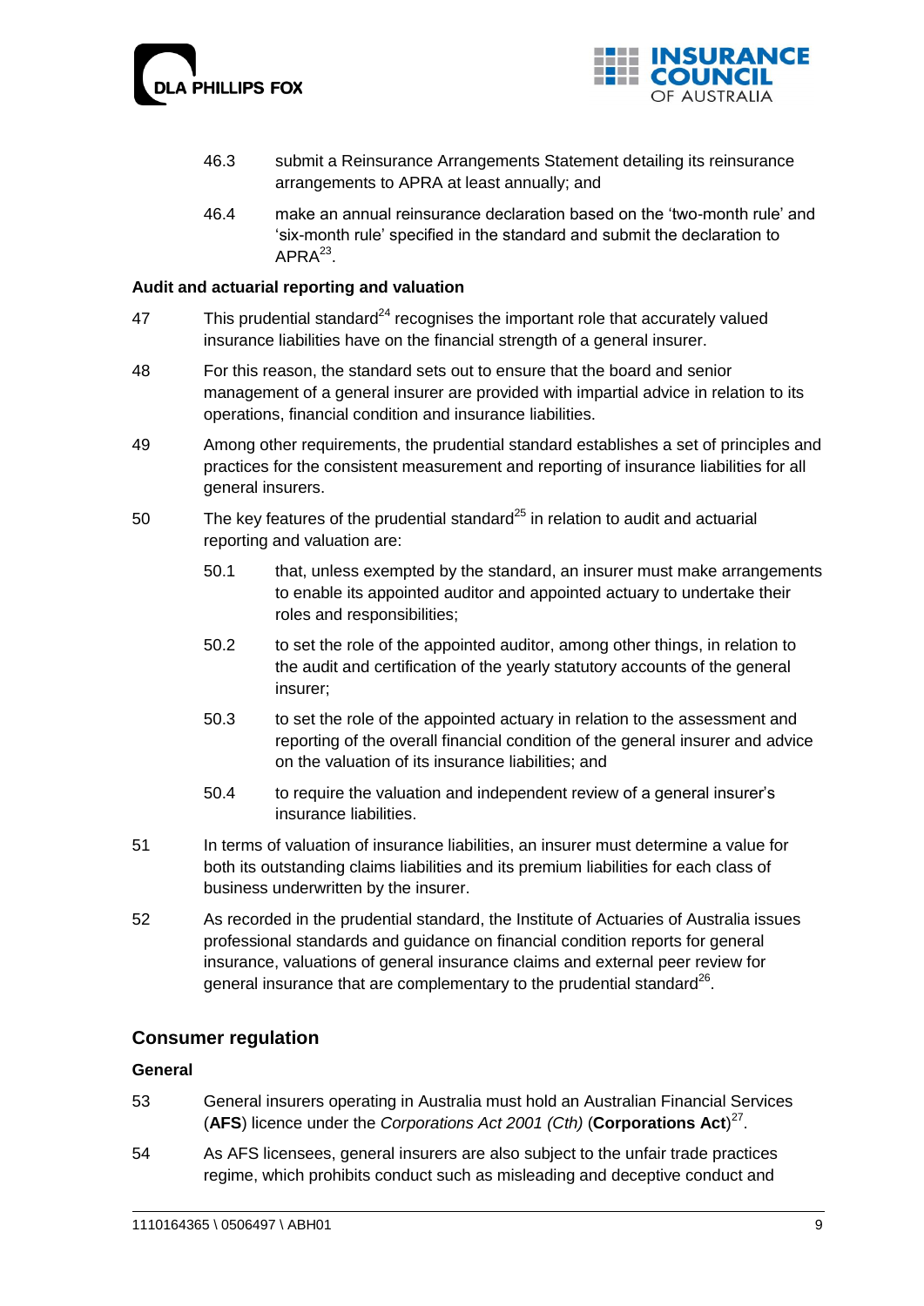46.3 submit a Reinsurance Arrangements Statement detailing its reinsurance arrangements to APRA at least annually; and

46.4 make an annual reinsurance declaration based on the 'two-month rule' and 'six-month rule' specified in the standard and submit the declaration to APRA[23].

**Audit and actuarial reporting and valuation**

47 This prudential standard[24] recognises the important role that accurately valued insurance liabilities have on the financial strength of a general insurer.

48 For this reason, the standard sets out to ensure that the board and senior management of a general insurer are provided with impartial advice in relation to its operations, financial condition and insurance liabilities.

49 Among other requirements, the prudential standard establishes a set of principles and practices for the consistent measurement and reporting of insurance liabilities for all general insurers.

50 The key features of the prudential standard[25] in relation to audit and actuarial reporting and valuation are:

50.1 that, unless exempted by the standard, an insurer must make arrangements to enable its appointed auditor and appointed actuary to undertake their roles and responsibilities;

50.2 to set the role of the appointed auditor, among other things, in relation to the audit and certification of the yearly statutory accounts of the general insurer;

50.3 to set the role of the appointed actuary in relation to the assessment and reporting of the overall financial condition of the general insurer and advice on the valuation of its insurance liabilities; and

50.4 to require the valuation and independent review of a general insurer's insurance liabilities.

51 In terms of valuation of insurance liabilities, an insurer must determine a value for both its outstanding claims liabilities and its premium liabilities for each class of business underwritten by the insurer.

52 As recorded in the prudential standard, the Institute of Actuaries of Australia issues professional standards and guidance on financial condition reports for general insurance, valuations of general insurance claims and external peer review for general insurance that are complementary to the prudential standard[26].

## Consumer regulation

**General**

53 General insurers operating in Australia must hold an Australian Financial Services (**AFS**) licence under the *Corporations Act 2001 (Cth)* (**Corporations Act**)[27].

54 As AFS licensees, general insurers are also subject to the unfair trade practices regime, which prohibits conduct such as misleading and deceptive conduct and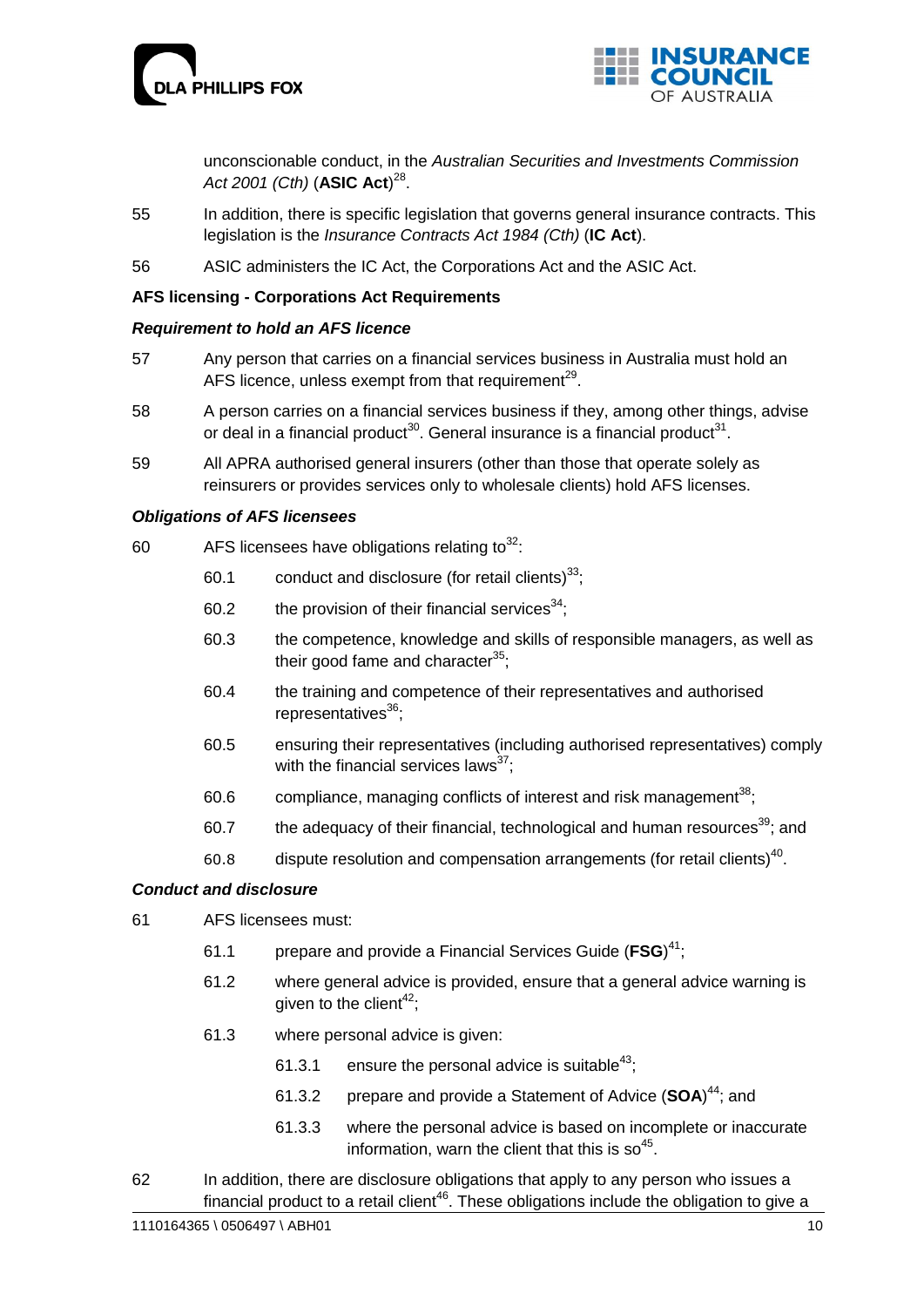unconscionable conduct, in the *Australian Securities and Investments Commission Act 2001 (Cth)* (**ASIC Act**)[28].

55 In addition, there is specific legislation that governs general insurance contracts. This legislation is the *Insurance Contracts Act 1984 (Cth)* (**IC Act**).

56 ASIC administers the IC Act, the Corporations Act and the ASIC Act.

**AFS licensing - Corporations Act Requirements**

***Requirement to hold an AFS licence***

57 Any person that carries on a financial services business in Australia must hold an AFS licence, unless exempt from that requirement[29].

58 A person carries on a financial services business if they, among other things, advise or deal in a financial product[30]. General insurance is a financial product[31].

59 All APRA authorised general insurers (other than those that operate solely as reinsurers or provides services only to wholesale clients) hold AFS licenses.

***Obligations of AFS licensees***

60 AFS licensees have obligations relating to[32]:

- 60.1 conduct and disclosure (for retail clients)[33];
- 60.2 the provision of their financial services[34];
- 60.3 the competence, knowledge and skills of responsible managers, as well as their good fame and character[35];
- 60.4 the training and competence of their representatives and authorised representatives[36];
- 60.5 ensuring their representatives (including authorised representatives) comply with the financial services laws[37];
- 60.6 compliance, managing conflicts of interest and risk management[38];
- 60.7 the adequacy of their financial, technological and human resources[39]; and
- 60.8 dispute resolution and compensation arrangements (for retail clients)[40].

***Conduct and disclosure***

61 AFS licensees must:

- 61.1 prepare and provide a Financial Services Guide (**FSG**)[41];
- 61.2 where general advice is provided, ensure that a general advice warning is given to the client[42];
- 61.3 where personal advice is given:
  - 61.3.1 ensure the personal advice is suitable[43];
  - 61.3.2 prepare and provide a Statement of Advice (**SOA**)[44]; and
  - 61.3.3 where the personal advice is based on incomplete or inaccurate information, warn the client that this is so[45].

62 In addition, there are disclosure obligations that apply to any person who issues a financial product to a retail client[46]. These obligations include the obligation to give a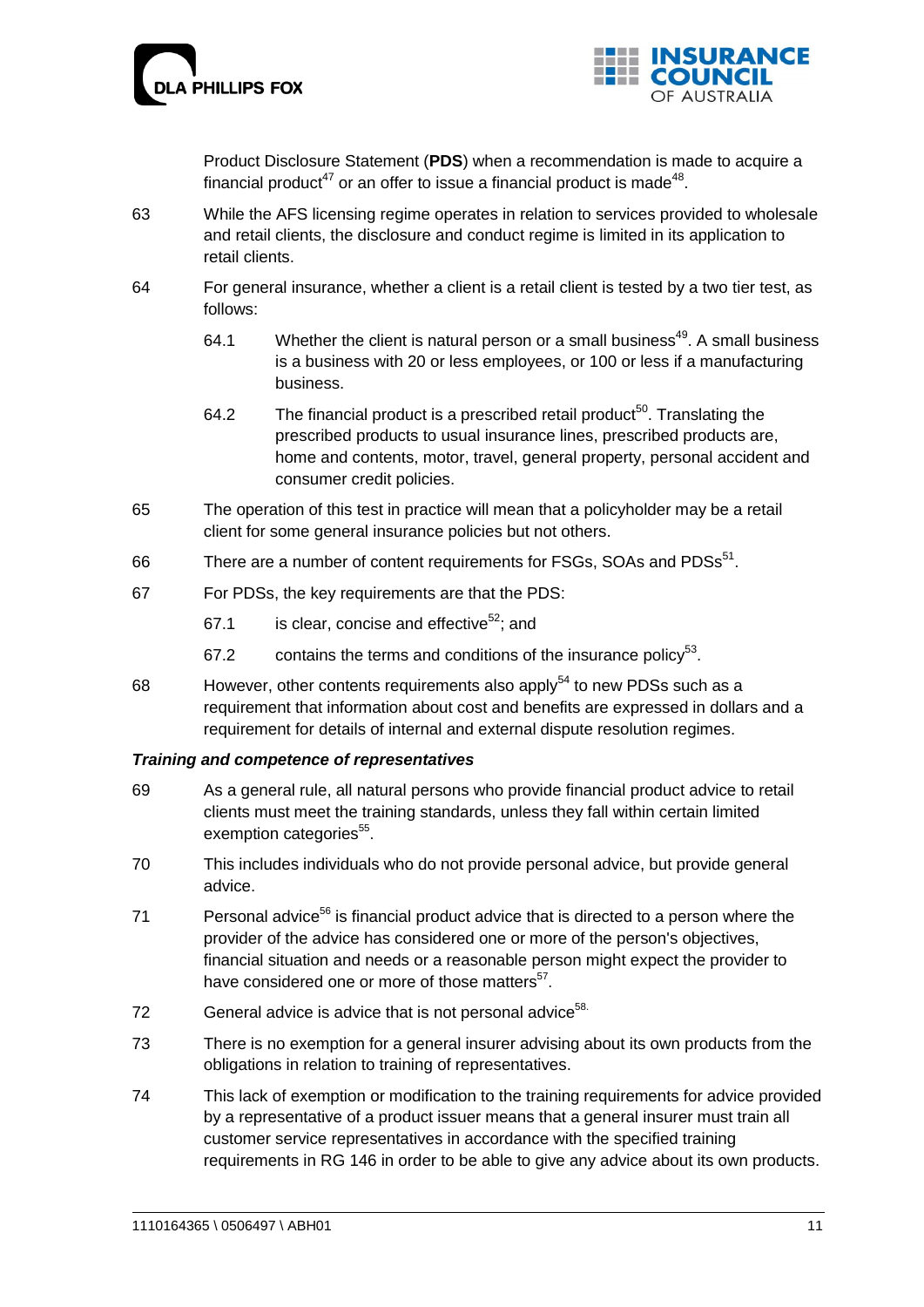Product Disclosure Statement (**PDS**) when a recommendation is made to acquire a financial product[47] or an offer to issue a financial product is made[48].

63 While the AFS licensing regime operates in relation to services provided to wholesale and retail clients, the disclosure and conduct regime is limited in its application to retail clients.

64 For general insurance, whether a client is a retail client is tested by a two tier test, as follows:

64.1 Whether the client is natural person or a small business[49]. A small business is a business with 20 or less employees, or 100 or less if a manufacturing business.

64.2 The financial product is a prescribed retail product[50]. Translating the prescribed products to usual insurance lines, prescribed products are, home and contents, motor, travel, general property, personal accident and consumer credit policies.

65 The operation of this test in practice will mean that a policyholder may be a retail client for some general insurance policies but not others.

66 There are a number of content requirements for FSGs, SOAs and PDSs[51].

67 For PDSs, the key requirements are that the PDS:

67.1 is clear, concise and effective[52]; and

67.2 contains the terms and conditions of the insurance policy[53].

68 However, other contents requirements also apply[54] to new PDSs such as a requirement that information about cost and benefits are expressed in dollars and a requirement for details of internal and external dispute resolution regimes.

***Training and competence of representatives***

69 As a general rule, all natural persons who provide financial product advice to retail clients must meet the training standards, unless they fall within certain limited exemption categories[55].

70 This includes individuals who do not provide personal advice, but provide general advice.

71 Personal advice[56] is financial product advice that is directed to a person where the provider of the advice has considered one or more of the person's objectives, financial situation and needs or a reasonable person might expect the provider to have considered one or more of those matters[57].

72 General advice is advice that is not personal advice[58].

73 There is no exemption for a general insurer advising about its own products from the obligations in relation to training of representatives.

74 This lack of exemption or modification to the training requirements for advice provided by a representative of a product issuer means that a general insurer must train all customer service representatives in accordance with the specified training requirements in RG 146 in order to be able to give any advice about its own products.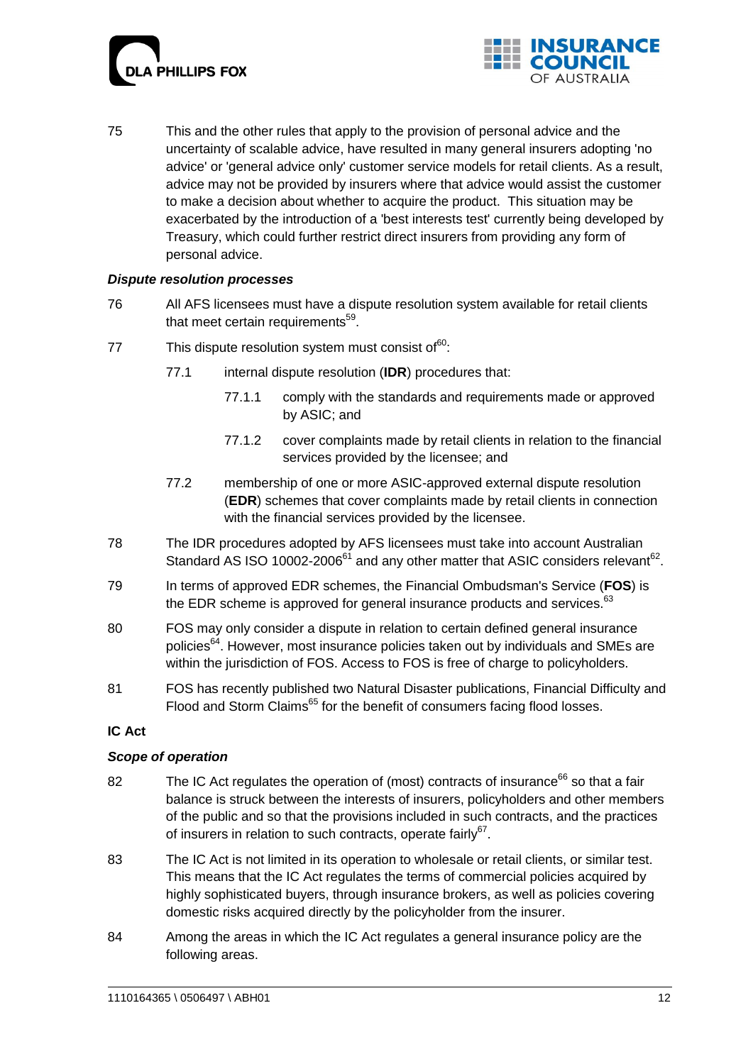75 This and the other rules that apply to the provision of personal advice and the uncertainty of scalable advice, have resulted in many general insurers adopting 'no advice' or 'general advice only' customer service models for retail clients. As a result, advice may not be provided by insurers where that advice would assist the customer to make a decision about whether to acquire the product. This situation may be exacerbated by the introduction of a 'best interests test' currently being developed by Treasury, which could further restrict direct insurers from providing any form of personal advice.

### *Dispute resolution processes*

76 All AFS licensees must have a dispute resolution system available for retail clients that meet certain requirements[59].

77 This dispute resolution system must consist of[60]:

- 77.1 internal dispute resolution (**IDR**) procedures that:
  - 77.1.1 comply with the standards and requirements made or approved by ASIC; and
  - 77.1.2 cover complaints made by retail clients in relation to the financial services provided by the licensee; and
- 77.2 membership of one or more ASIC-approved external dispute resolution (**EDR**) schemes that cover complaints made by retail clients in connection with the financial services provided by the licensee.

78 The IDR procedures adopted by AFS licensees must take into account Australian Standard AS ISO 10002-2006[61] and any other matter that ASIC considers relevant[62].

79 In terms of approved EDR schemes, the Financial Ombudsman's Service (**FOS**) is the EDR scheme is approved for general insurance products and services.[63]

80 FOS may only consider a dispute in relation to certain defined general insurance policies[64]. However, most insurance policies taken out by individuals and SMEs are within the jurisdiction of FOS. Access to FOS is free of charge to policyholders.

81 FOS has recently published two Natural Disaster publications, Financial Difficulty and Flood and Storm Claims[65] for the benefit of consumers facing flood losses.

## IC Act

### *Scope of operation*

82 The IC Act regulates the operation of (most) contracts of insurance[66] so that a fair balance is struck between the interests of insurers, policyholders and other members of the public and so that the provisions included in such contracts, and the practices of insurers in relation to such contracts, operate fairly[67].

83 The IC Act is not limited in its operation to wholesale or retail clients, or similar test. This means that the IC Act regulates the terms of commercial policies acquired by highly sophisticated buyers, through insurance brokers, as well as policies covering domestic risks acquired directly by the policyholder from the insurer.

84 Among the areas in which the IC Act regulates a general insurance policy are the following areas.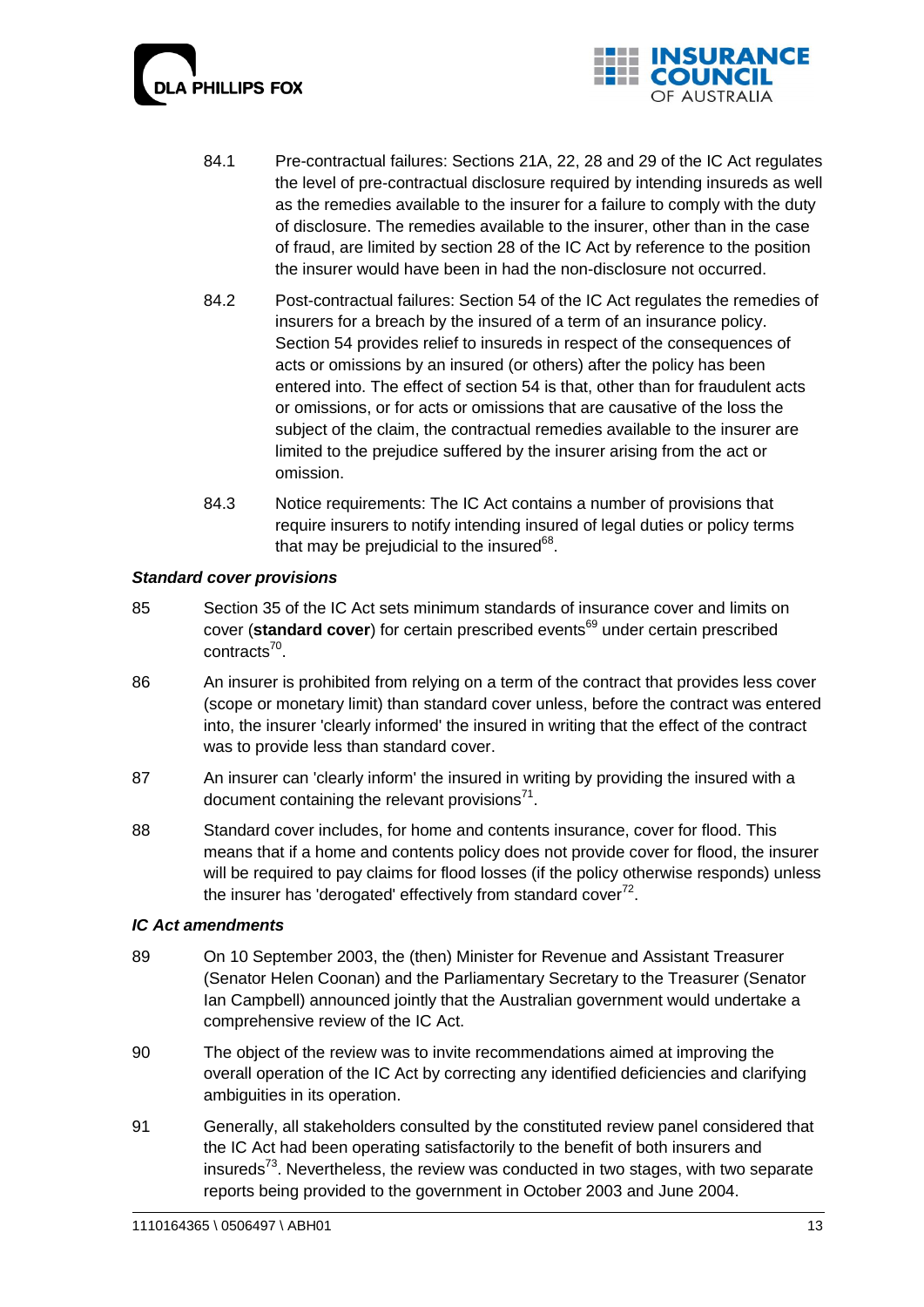84.1 Pre-contractual failures: Sections 21A, 22, 28 and 29 of the IC Act regulates the level of pre-contractual disclosure required by intending insureds as well as the remedies available to the insurer for a failure to comply with the duty of disclosure. The remedies available to the insurer, other than in the case of fraud, are limited by section 28 of the IC Act by reference to the position the insurer would have been in had the non-disclosure not occurred.

84.2 Post-contractual failures: Section 54 of the IC Act regulates the remedies of insurers for a breach by the insured of a term of an insurance policy. Section 54 provides relief to insureds in respect of the consequences of acts or omissions by an insured (or others) after the policy has been entered into. The effect of section 54 is that, other than for fraudulent acts or omissions, or for acts or omissions that are causative of the loss the subject of the claim, the contractual remedies available to the insurer are limited to the prejudice suffered by the insurer arising from the act or omission.

84.3 Notice requirements: The IC Act contains a number of provisions that require insurers to notify intending insured of legal duties or policy terms that may be prejudicial to the insured[68].

### *Standard cover provisions*

85 Section 35 of the IC Act sets minimum standards of insurance cover and limits on cover (**standard cover**) for certain prescribed events[69] under certain prescribed contracts[70].

86 An insurer is prohibited from relying on a term of the contract that provides less cover (scope or monetary limit) than standard cover unless, before the contract was entered into, the insurer 'clearly informed' the insured in writing that the effect of the contract was to provide less than standard cover.

87 An insurer can 'clearly inform' the insured in writing by providing the insured with a document containing the relevant provisions[71].

88 Standard cover includes, for home and contents insurance, cover for flood. This means that if a home and contents policy does not provide cover for flood, the insurer will be required to pay claims for flood losses (if the policy otherwise responds) unless the insurer has 'derogated' effectively from standard cover[72].

### *IC Act amendments*

89 On 10 September 2003, the (then) Minister for Revenue and Assistant Treasurer (Senator Helen Coonan) and the Parliamentary Secretary to the Treasurer (Senator Ian Campbell) announced jointly that the Australian government would undertake a comprehensive review of the IC Act.

90 The object of the review was to invite recommendations aimed at improving the overall operation of the IC Act by correcting any identified deficiencies and clarifying ambiguities in its operation.

91 Generally, all stakeholders consulted by the constituted review panel considered that the IC Act had been operating satisfactorily to the benefit of both insurers and insureds[73]. Nevertheless, the review was conducted in two stages, with two separate reports being provided to the government in October 2003 and June 2004.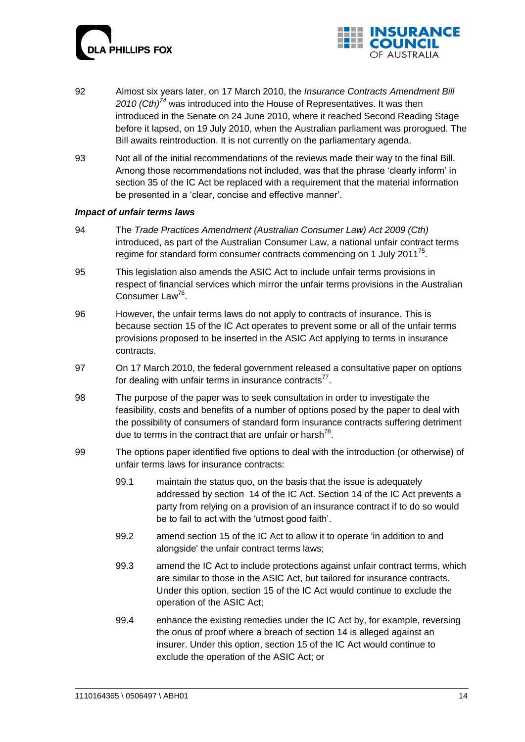92 Almost six years later, on 17 March 2010, the *Insurance Contracts Amendment Bill 2010 (Cth)*[74] was introduced into the House of Representatives. It was then introduced in the Senate on 24 June 2010, where it reached Second Reading Stage before it lapsed, on 19 July 2010, when the Australian parliament was prorogued. The Bill awaits reintroduction. It is not currently on the parliamentary agenda.

93 Not all of the initial recommendations of the reviews made their way to the final Bill. Among those recommendations not included, was that the phrase 'clearly inform' in section 35 of the IC Act be replaced with a requirement that the material information be presented in a 'clear, concise and effective manner'.

***Impact of unfair terms laws***

94 The *Trade Practices Amendment (Australian Consumer Law) Act 2009 (Cth)* introduced, as part of the Australian Consumer Law, a national unfair contract terms regime for standard form consumer contracts commencing on 1 July 2011[75].

95 This legislation also amends the ASIC Act to include unfair terms provisions in respect of financial services which mirror the unfair terms provisions in the Australian Consumer Law[76].

96 However, the unfair terms laws do not apply to contracts of insurance. This is because section 15 of the IC Act operates to prevent some or all of the unfair terms provisions proposed to be inserted in the ASIC Act applying to terms in insurance contracts.

97 On 17 March 2010, the federal government released a consultative paper on options for dealing with unfair terms in insurance contracts[77].

98 The purpose of the paper was to seek consultation in order to investigate the feasibility, costs and benefits of a number of options posed by the paper to deal with the possibility of consumers of standard form insurance contracts suffering detriment due to terms in the contract that are unfair or harsh[78].

99 The options paper identified five options to deal with the introduction (or otherwise) of unfair terms laws for insurance contracts:

99.1 maintain the status quo, on the basis that the issue is adequately addressed by section 14 of the IC Act. Section 14 of the IC Act prevents a party from relying on a provision of an insurance contract if to do so would be to fail to act with the 'utmost good faith'.

99.2 amend section 15 of the IC Act to allow it to operate 'in addition to and alongside' the unfair contract terms laws;

99.3 amend the IC Act to include protections against unfair contract terms, which are similar to those in the ASIC Act, but tailored for insurance contracts. Under this option, section 15 of the IC Act would continue to exclude the operation of the ASIC Act;

99.4 enhance the existing remedies under the IC Act by, for example, reversing the onus of proof where a breach of section 14 is alleged against an insurer. Under this option, section 15 of the IC Act would continue to exclude the operation of the ASIC Act; or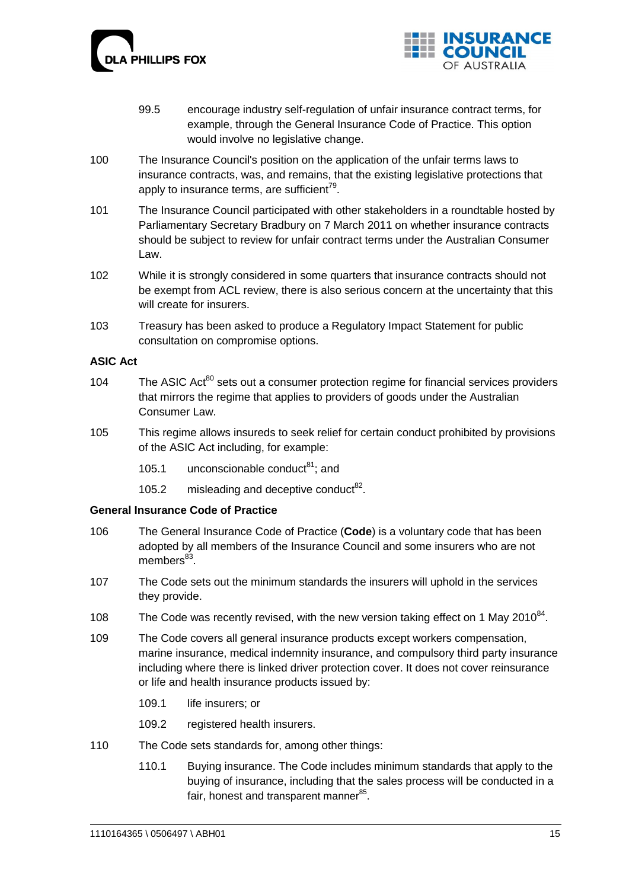99.5 encourage industry self-regulation of unfair insurance contract terms, for example, through the General Insurance Code of Practice. This option would involve no legislative change.

100 The Insurance Council's position on the application of the unfair terms laws to insurance contracts, was, and remains, that the existing legislative protections that apply to insurance terms, are sufficient[79].

101 The Insurance Council participated with other stakeholders in a roundtable hosted by Parliamentary Secretary Bradbury on 7 March 2011 on whether insurance contracts should be subject to review for unfair contract terms under the Australian Consumer Law.

102 While it is strongly considered in some quarters that insurance contracts should not be exempt from ACL review, there is also serious concern at the uncertainty that this will create for insurers.

103 Treasury has been asked to produce a Regulatory Impact Statement for public consultation on compromise options.

### ASIC Act

104 The ASIC Act[80] sets out a consumer protection regime for financial services providers that mirrors the regime that applies to providers of goods under the Australian Consumer Law.

105 This regime allows insureds to seek relief for certain conduct prohibited by provisions of the ASIC Act including, for example:

105.1 unconscionable conduct[81]; and

105.2 misleading and deceptive conduct[82].

### General Insurance Code of Practice

106 The General Insurance Code of Practice (**Code**) is a voluntary code that has been adopted by all members of the Insurance Council and some insurers who are not members[83].

107 The Code sets out the minimum standards the insurers will uphold in the services they provide.

108 The Code was recently revised, with the new version taking effect on 1 May 2010[84].

109 The Code covers all general insurance products except workers compensation, marine insurance, medical indemnity insurance, and compulsory third party insurance including where there is linked driver protection cover. It does not cover reinsurance or life and health insurance products issued by:

109.1 life insurers; or

109.2 registered health insurers.

110 The Code sets standards for, among other things:

110.1 Buying insurance. The Code includes minimum standards that apply to the buying of insurance, including that the sales process will be conducted in a fair, honest and transparent manner[85].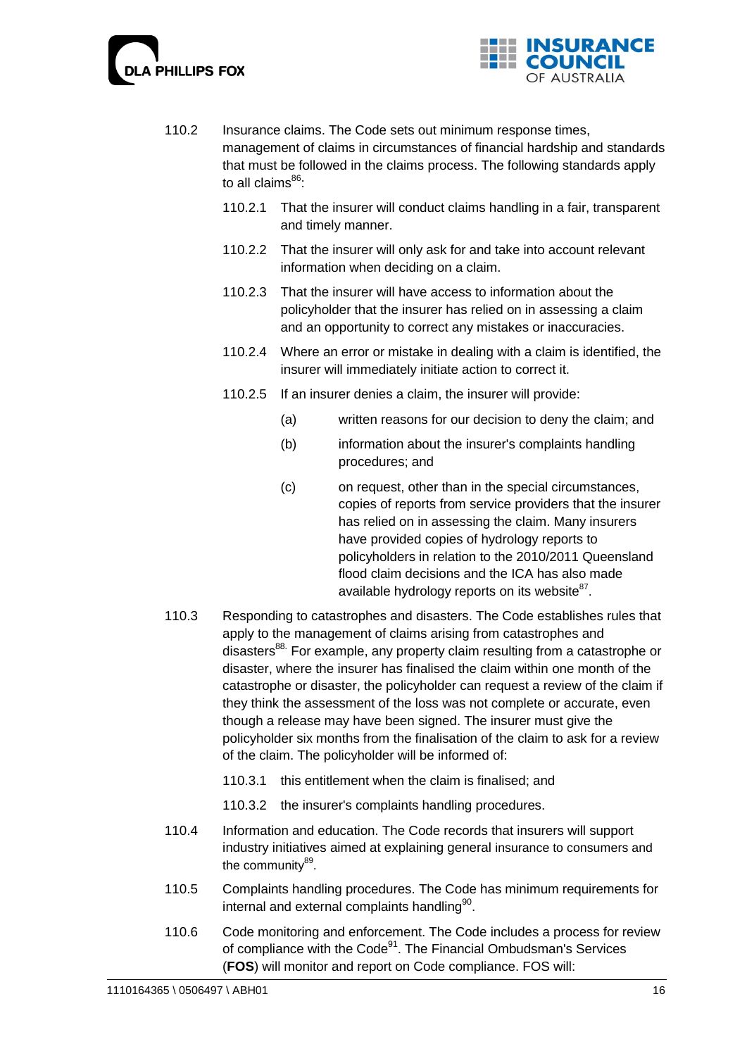110.2 Insurance claims. The Code sets out minimum response times, management of claims in circumstances of financial hardship and standards that must be followed in the claims process. The following standards apply to all claims[86]:

110.2.1 That the insurer will conduct claims handling in a fair, transparent and timely manner.

110.2.2 That the insurer will only ask for and take into account relevant information when deciding on a claim.

110.2.3 That the insurer will have access to information about the policyholder that the insurer has relied on in assessing a claim and an opportunity to correct any mistakes or inaccuracies.

110.2.4 Where an error or mistake in dealing with a claim is identified, the insurer will immediately initiate action to correct it.

110.2.5 If an insurer denies a claim, the insurer will provide:

(a) written reasons for our decision to deny the claim; and

(b) information about the insurer's complaints handling procedures; and

(c) on request, other than in the special circumstances, copies of reports from service providers that the insurer has relied on in assessing the claim. Many insurers have provided copies of hydrology reports to policyholders in relation to the 2010/2011 Queensland flood claim decisions and the ICA has also made available hydrology reports on its website[87].

110.3 Responding to catastrophes and disasters. The Code establishes rules that apply to the management of claims arising from catastrophes and disasters[88.] For example, any property claim resulting from a catastrophe or disaster, where the insurer has finalised the claim within one month of the catastrophe or disaster, the policyholder can request a review of the claim if they think the assessment of the loss was not complete or accurate, even though a release may have been signed. The insurer must give the policyholder six months from the finalisation of the claim to ask for a review of the claim. The policyholder will be informed of:

110.3.1 this entitlement when the claim is finalised; and

110.3.2 the insurer's complaints handling procedures.

110.4 Information and education. The Code records that insurers will support industry initiatives aimed at explaining general insurance to consumers and the community[89].

110.5 Complaints handling procedures. The Code has minimum requirements for internal and external complaints handling[90].

110.6 Code monitoring and enforcement. The Code includes a process for review of compliance with the Code[91]. The Financial Ombudsman's Services (**FOS**) will monitor and report on Code compliance. FOS will: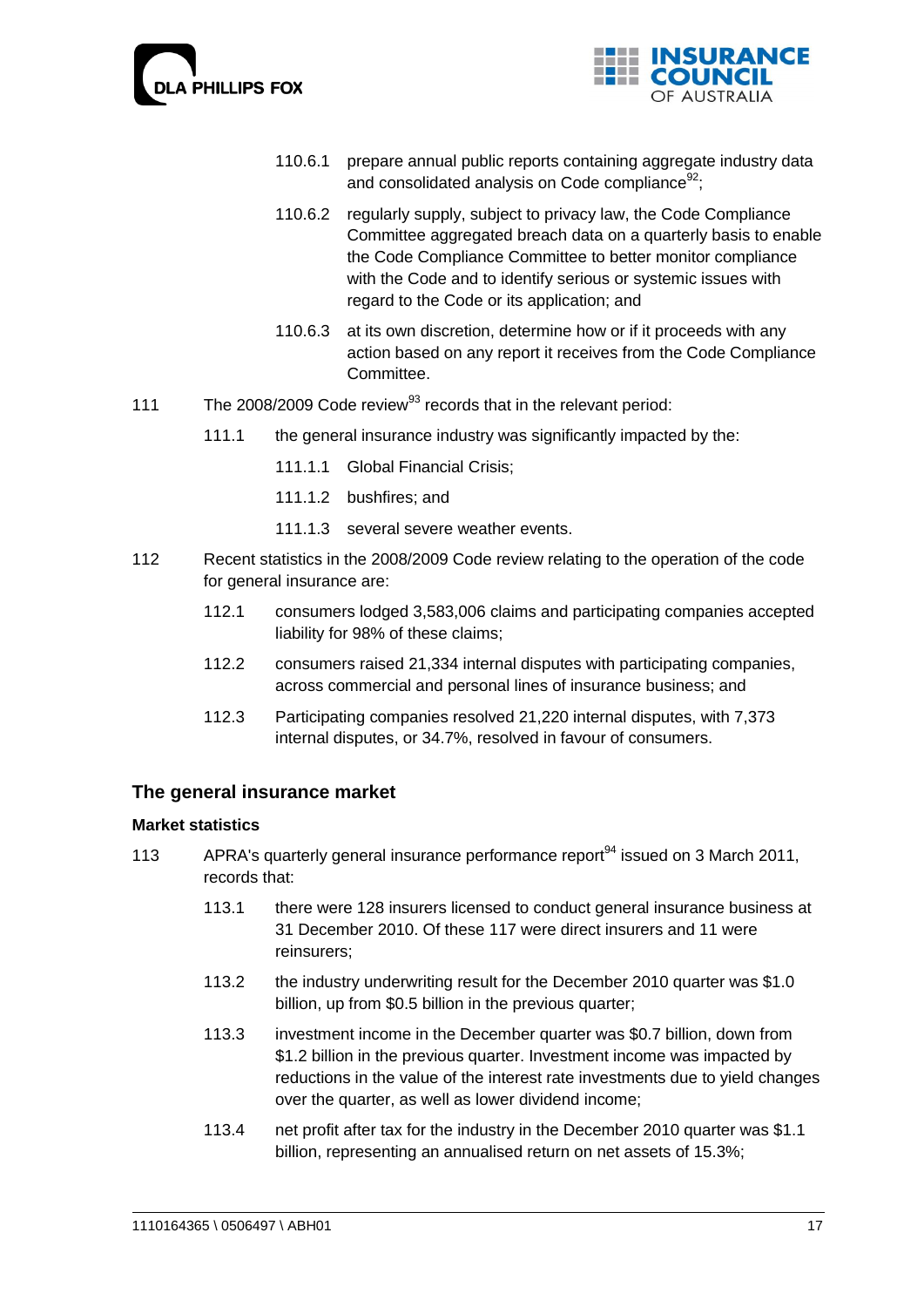110.6.1 prepare annual public reports containing aggregate industry data and consolidated analysis on Code compliance[92];

110.6.2 regularly supply, subject to privacy law, the Code Compliance Committee aggregated breach data on a quarterly basis to enable the Code Compliance Committee to better monitor compliance with the Code and to identify serious or systemic issues with regard to the Code or its application; and

110.6.3 at its own discretion, determine how or if it proceeds with any action based on any report it receives from the Code Compliance Committee.

111 The 2008/2009 Code review[93] records that in the relevant period:

111.1 the general insurance industry was significantly impacted by the:

111.1.1 Global Financial Crisis;

111.1.2 bushfires; and

111.1.3 several severe weather events.

112 Recent statistics in the 2008/2009 Code review relating to the operation of the code for general insurance are:

112.1 consumers lodged 3,583,006 claims and participating companies accepted liability for 98% of these claims;

112.2 consumers raised 21,334 internal disputes with participating companies, across commercial and personal lines of insurance business; and

112.3 Participating companies resolved 21,220 internal disputes, with 7,373 internal disputes, or 34.7%, resolved in favour of consumers.

## The general insurance market

### Market statistics

113 APRA's quarterly general insurance performance report[94] issued on 3 March 2011, records that:

113.1 there were 128 insurers licensed to conduct general insurance business at 31 December 2010. Of these 117 were direct insurers and 11 were reinsurers;

113.2 the industry underwriting result for the December 2010 quarter was $1.0 billion, up from $0.5 billion in the previous quarter;

113.3 investment income in the December quarter was $0.7 billion, down from $1.2 billion in the previous quarter. Investment income was impacted by reductions in the value of the interest rate investments due to yield changes over the quarter, as well as lower dividend income;

113.4 net profit after tax for the industry in the December 2010 quarter was $1.1 billion, representing an annualised return on net assets of 15.3%;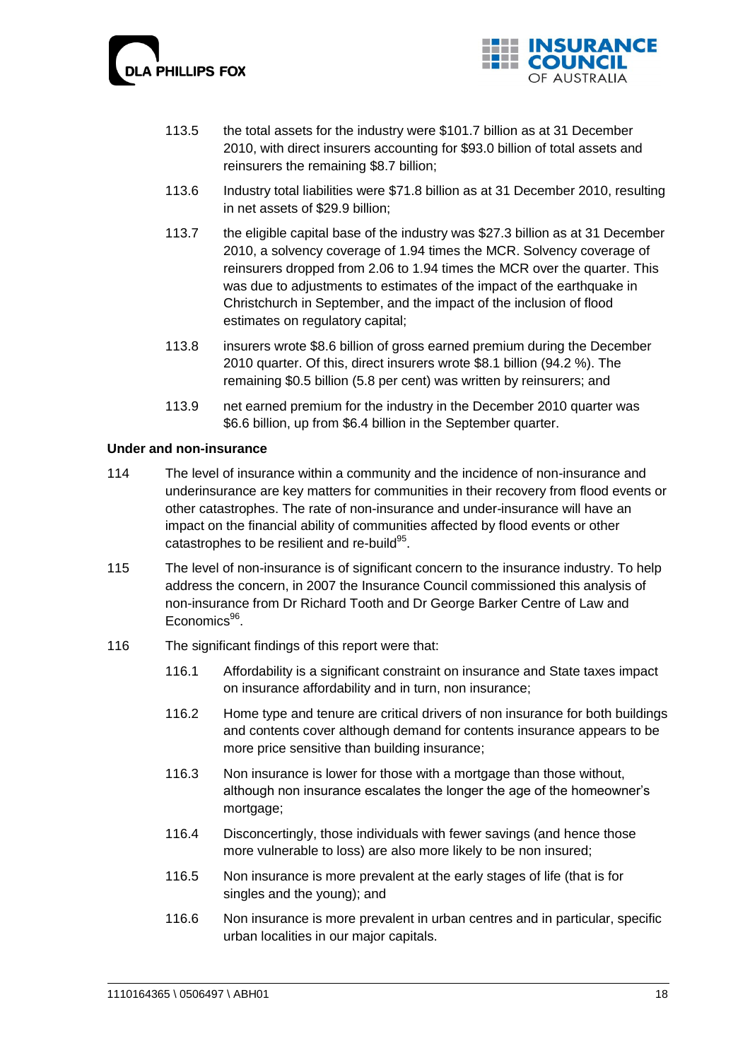113.5 the total assets for the industry were $101.7 billion as at 31 December 2010, with direct insurers accounting for $93.0 billion of total assets and reinsurers the remaining $8.7 billion;

113.6 Industry total liabilities were $71.8 billion as at 31 December 2010, resulting in net assets of $29.9 billion;

113.7 the eligible capital base of the industry was $27.3 billion as at 31 December 2010, a solvency coverage of 1.94 times the MCR. Solvency coverage of reinsurers dropped from 2.06 to 1.94 times the MCR over the quarter. This was due to adjustments to estimates of the impact of the earthquake in Christchurch in September, and the impact of the inclusion of flood estimates on regulatory capital;

113.8 insurers wrote $8.6 billion of gross earned premium during the December 2010 quarter. Of this, direct insurers wrote $8.1 billion (94.2 %). The remaining $0.5 billion (5.8 per cent) was written by reinsurers; and

113.9 net earned premium for the industry in the December 2010 quarter was $6.6 billion, up from $6.4 billion in the September quarter.

**Under and non-insurance**

114 The level of insurance within a community and the incidence of non-insurance and underinsurance are key matters for communities in their recovery from flood events or other catastrophes. The rate of non-insurance and under-insurance will have an impact on the financial ability of communities affected by flood events or other catastrophes to be resilient and re-build[95].

115 The level of non-insurance is of significant concern to the insurance industry. To help address the concern, in 2007 the Insurance Council commissioned this analysis of non-insurance from Dr Richard Tooth and Dr George Barker Centre of Law and Economics[96].

116 The significant findings of this report were that:

116.1 Affordability is a significant constraint on insurance and State taxes impact on insurance affordability and in turn, non insurance;

116.2 Home type and tenure are critical drivers of non insurance for both buildings and contents cover although demand for contents insurance appears to be more price sensitive than building insurance;

116.3 Non insurance is lower for those with a mortgage than those without, although non insurance escalates the longer the age of the homeowner's mortgage;

116.4 Disconcertingly, those individuals with fewer savings (and hence those more vulnerable to loss) are also more likely to be non insured;

116.5 Non insurance is more prevalent at the early stages of life (that is for singles and the young); and

116.6 Non insurance is more prevalent in urban centres and in particular, specific urban localities in our major capitals.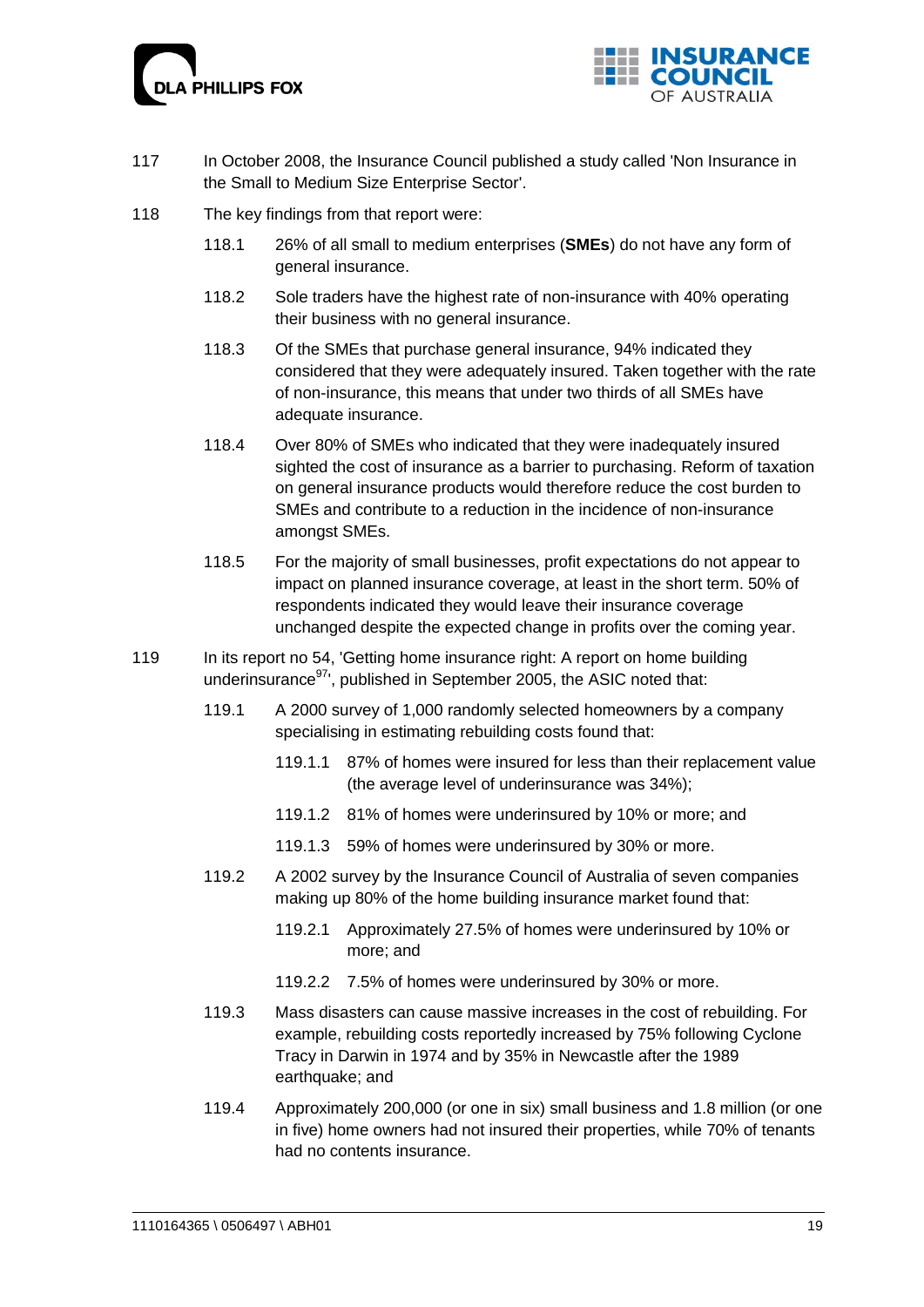117 In October 2008, the Insurance Council published a study called 'Non Insurance in the Small to Medium Size Enterprise Sector'.

118 The key findings from that report were:

118.1 26% of all small to medium enterprises (**SMEs**) do not have any form of general insurance.

118.2 Sole traders have the highest rate of non-insurance with 40% operating their business with no general insurance.

118.3 Of the SMEs that purchase general insurance, 94% indicated they considered that they were adequately insured. Taken together with the rate of non-insurance, this means that under two thirds of all SMEs have adequate insurance.

118.4 Over 80% of SMEs who indicated that they were inadequately insured sighted the cost of insurance as a barrier to purchasing. Reform of taxation on general insurance products would therefore reduce the cost burden to SMEs and contribute to a reduction in the incidence of non-insurance amongst SMEs.

118.5 For the majority of small businesses, profit expectations do not appear to impact on planned insurance coverage, at least in the short term. 50% of respondents indicated they would leave their insurance coverage unchanged despite the expected change in profits over the coming year.

119 In its report no 54, 'Getting home insurance right: A report on home building underinsurance[97]', published in September 2005, the ASIC noted that:

119.1 A 2000 survey of 1,000 randomly selected homeowners by a company specialising in estimating rebuilding costs found that:

119.1.1 87% of homes were insured for less than their replacement value (the average level of underinsurance was 34%);

119.1.2 81% of homes were underinsured by 10% or more; and

119.1.3 59% of homes were underinsured by 30% or more.

119.2 A 2002 survey by the Insurance Council of Australia of seven companies making up 80% of the home building insurance market found that:

119.2.1 Approximately 27.5% of homes were underinsured by 10% or more; and

119.2.2 7.5% of homes were underinsured by 30% or more.

119.3 Mass disasters can cause massive increases in the cost of rebuilding. For example, rebuilding costs reportedly increased by 75% following Cyclone Tracy in Darwin in 1974 and by 35% in Newcastle after the 1989 earthquake; and

119.4 Approximately 200,000 (or one in six) small business and 1.8 million (or one in five) home owners had not insured their properties, while 70% of tenants had no contents insurance.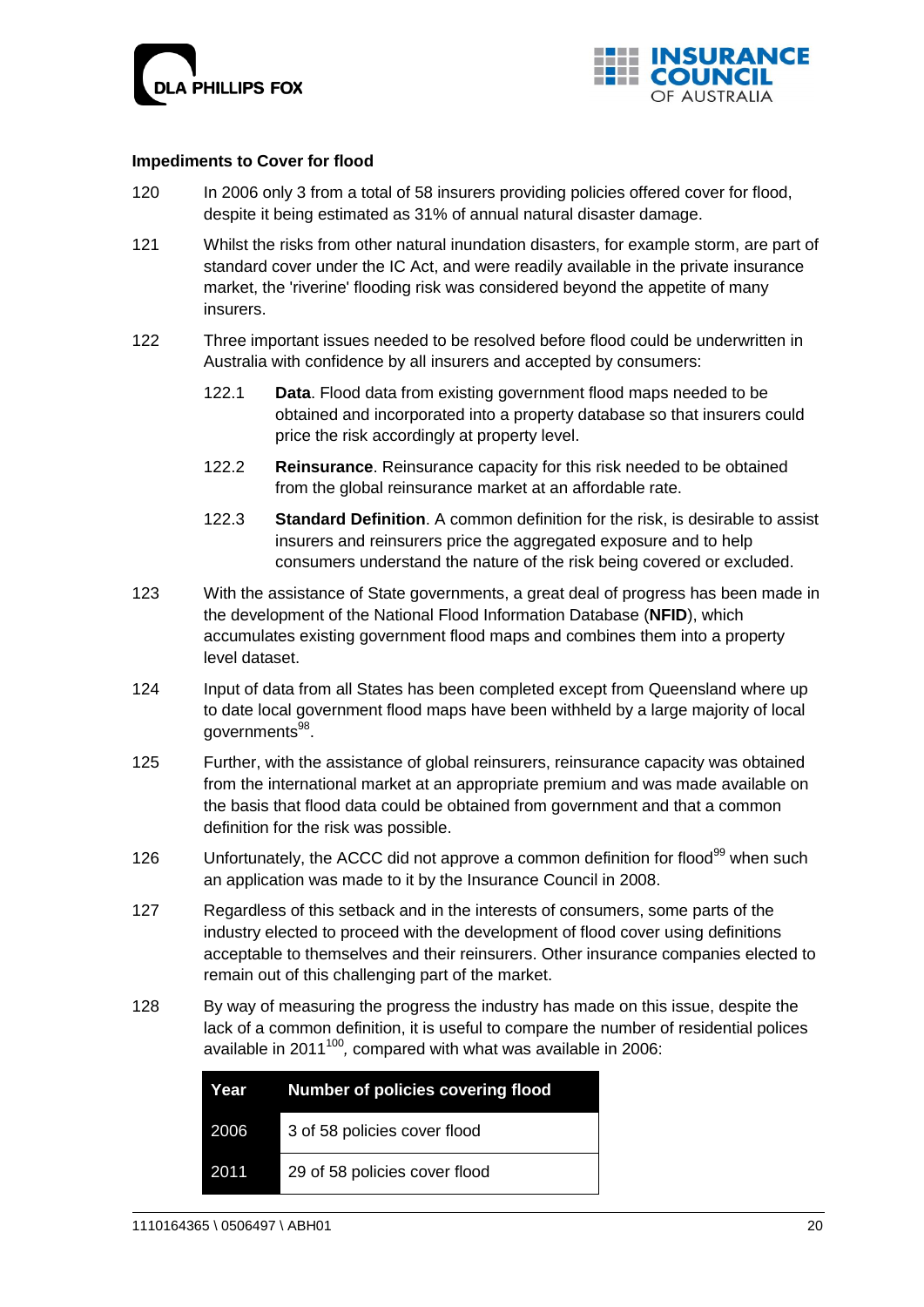**Impediments to Cover for flood**

120 In 2006 only 3 from a total of 58 insurers providing policies offered cover for flood, despite it being estimated as 31% of annual natural disaster damage.

121 Whilst the risks from other natural inundation disasters, for example storm, are part of standard cover under the IC Act, and were readily available in the private insurance market, the 'riverine' flooding risk was considered beyond the appetite of many insurers.

122 Three important issues needed to be resolved before flood could be underwritten in Australia with confidence by all insurers and accepted by consumers:

122.1 **Data**. Flood data from existing government flood maps needed to be obtained and incorporated into a property database so that insurers could price the risk accordingly at property level.

122.2 **Reinsurance**. Reinsurance capacity for this risk needed to be obtained from the global reinsurance market at an affordable rate.

122.3 **Standard Definition**. A common definition for the risk, is desirable to assist insurers and reinsurers price the aggregated exposure and to help consumers understand the nature of the risk being covered or excluded.

123 With the assistance of State governments, a great deal of progress has been made in the development of the National Flood Information Database (**NFID**), which accumulates existing government flood maps and combines them into a property level dataset.

124 Input of data from all States has been completed except from Queensland where up to date local government flood maps have been withheld by a large majority of local governments[98].

125 Further, with the assistance of global reinsurers, reinsurance capacity was obtained from the international market at an appropriate premium and was made available on the basis that flood data could be obtained from government and that a common definition for the risk was possible.

126 Unfortunately, the ACCC did not approve a common definition for flood[99] when such an application was made to it by the Insurance Council in 2008.

127 Regardless of this setback and in the interests of consumers, some parts of the industry elected to proceed with the development of flood cover using definitions acceptable to themselves and their reinsurers. Other insurance companies elected to remain out of this challenging part of the market.

128 By way of measuring the progress the industry has made on this issue, despite the lack of a common definition, it is useful to compare the number of residential polices available in 2011[100], compared with what was available in 2006:

| Year | Number of policies covering flood |
|---|---|
| 2006 | 3 of 58 policies cover flood |
| 2011 | 29 of 58 policies cover flood |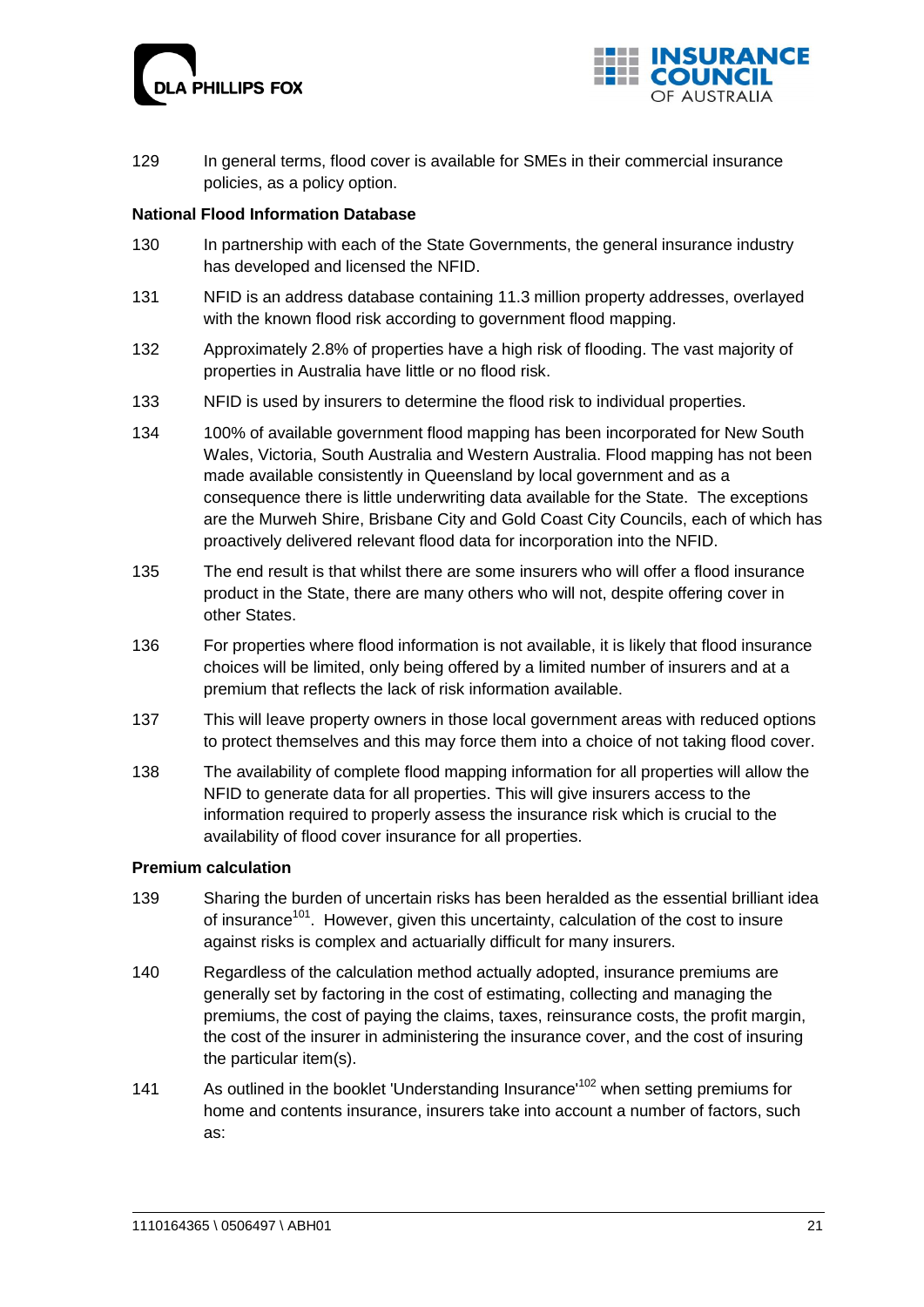129 In general terms, flood cover is available for SMEs in their commercial insurance policies, as a policy option.

**National Flood Information Database**

130 In partnership with each of the State Governments, the general insurance industry has developed and licensed the NFID.

131 NFID is an address database containing 11.3 million property addresses, overlayed with the known flood risk according to government flood mapping.

132 Approximately 2.8% of properties have a high risk of flooding. The vast majority of properties in Australia have little or no flood risk.

133 NFID is used by insurers to determine the flood risk to individual properties.

134 100% of available government flood mapping has been incorporated for New South Wales, Victoria, South Australia and Western Australia. Flood mapping has not been made available consistently in Queensland by local government and as a consequence there is little underwriting data available for the State. The exceptions are the Murweh Shire, Brisbane City and Gold Coast City Councils, each of which has proactively delivered relevant flood data for incorporation into the NFID.

135 The end result is that whilst there are some insurers who will offer a flood insurance product in the State, there are many others who will not, despite offering cover in other States.

136 For properties where flood information is not available, it is likely that flood insurance choices will be limited, only being offered by a limited number of insurers and at a premium that reflects the lack of risk information available.

137 This will leave property owners in those local government areas with reduced options to protect themselves and this may force them into a choice of not taking flood cover.

138 The availability of complete flood mapping information for all properties will allow the NFID to generate data for all properties. This will give insurers access to the information required to properly assess the insurance risk which is crucial to the availability of flood cover insurance for all properties.

**Premium calculation**

139 Sharing the burden of uncertain risks has been heralded as the essential brilliant idea of insurance[101]. However, given this uncertainty, calculation of the cost to insure against risks is complex and actuarially difficult for many insurers.

140 Regardless of the calculation method actually adopted, insurance premiums are generally set by factoring in the cost of estimating, collecting and managing the premiums, the cost of paying the claims, taxes, reinsurance costs, the profit margin, the cost of the insurer in administering the insurance cover, and the cost of insuring the particular item(s).

141 As outlined in the booklet 'Understanding Insurance'[102] when setting premiums for home and contents insurance, insurers take into account a number of factors, such as: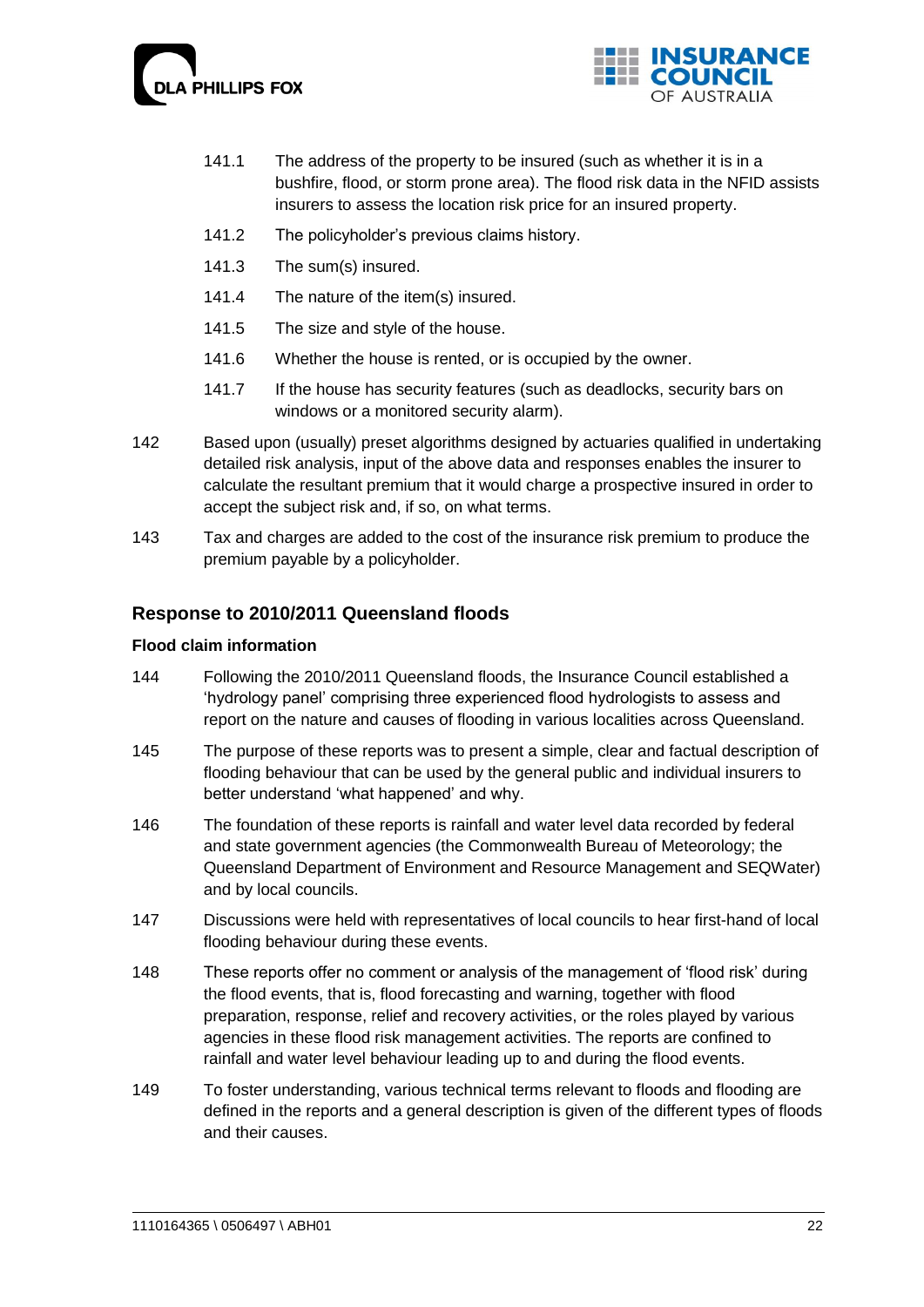141.1 The address of the property to be insured (such as whether it is in a bushfire, flood, or storm prone area). The flood risk data in the NFID assists insurers to assess the location risk price for an insured property.

141.2 The policyholder's previous claims history.

141.3 The sum(s) insured.

141.4 The nature of the item(s) insured.

141.5 The size and style of the house.

141.6 Whether the house is rented, or is occupied by the owner.

141.7 If the house has security features (such as deadlocks, security bars on windows or a monitored security alarm).

142 Based upon (usually) preset algorithms designed by actuaries qualified in undertaking detailed risk analysis, input of the above data and responses enables the insurer to calculate the resultant premium that it would charge a prospective insured in order to accept the subject risk and, if so, on what terms.

143 Tax and charges are added to the cost of the insurance risk premium to produce the premium payable by a policyholder.

## Response to 2010/2011 Queensland floods

### Flood claim information

144 Following the 2010/2011 Queensland floods, the Insurance Council established a 'hydrology panel' comprising three experienced flood hydrologists to assess and report on the nature and causes of flooding in various localities across Queensland.

145 The purpose of these reports was to present a simple, clear and factual description of flooding behaviour that can be used by the general public and individual insurers to better understand 'what happened' and why.

146 The foundation of these reports is rainfall and water level data recorded by federal and state government agencies (the Commonwealth Bureau of Meteorology; the Queensland Department of Environment and Resource Management and SEQWater) and by local councils.

147 Discussions were held with representatives of local councils to hear first-hand of local flooding behaviour during these events.

148 These reports offer no comment or analysis of the management of 'flood risk' during the flood events, that is, flood forecasting and warning, together with flood preparation, response, relief and recovery activities, or the roles played by various agencies in these flood risk management activities. The reports are confined to rainfall and water level behaviour leading up to and during the flood events.

149 To foster understanding, various technical terms relevant to floods and flooding are defined in the reports and a general description is given of the different types of floods and their causes.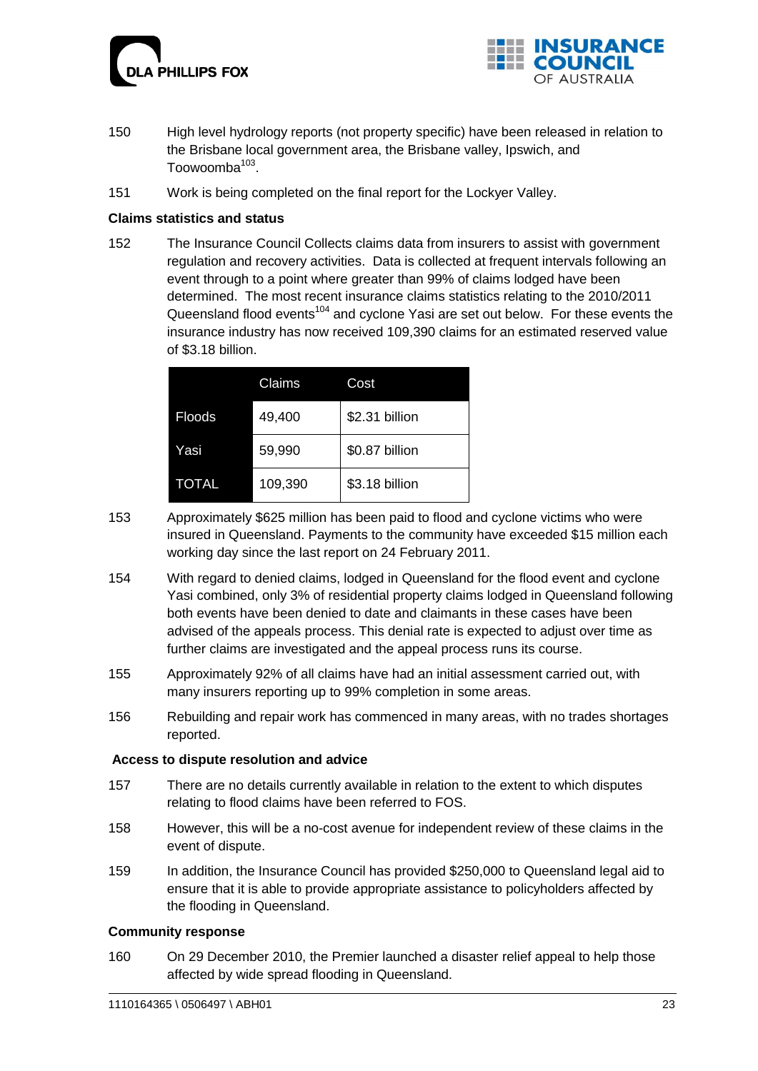150 High level hydrology reports (not property specific) have been released in relation to the Brisbane local government area, the Brisbane valley, Ipswich, and Toowoomba[103].

151 Work is being completed on the final report for the Lockyer Valley.

**Claims statistics and status**

152 The Insurance Council Collects claims data from insurers to assist with government regulation and recovery activities. Data is collected at frequent intervals following an event through to a point where greater than 99% of claims lodged have been determined. The most recent insurance claims statistics relating to the 2010/2011 Queensland flood events[104] and cyclone Yasi are set out below. For these events the insurance industry has now received 109,390 claims for an estimated reserved value of $3.18 billion.

| | Claims | Cost |
|---|---|---|
| Floods | 49,400 | $2.31 billion |
| Yasi | 59,990 | $0.87 billion |
| TOTAL | 109,390 | $3.18 billion |

153 Approximately $625 million has been paid to flood and cyclone victims who were insured in Queensland. Payments to the community have exceeded $15 million each working day since the last report on 24 February 2011.

154 With regard to denied claims, lodged in Queensland for the flood event and cyclone Yasi combined, only 3% of residential property claims lodged in Queensland following both events have been denied to date and claimants in these cases have been advised of the appeals process. This denial rate is expected to adjust over time as further claims are investigated and the appeal process runs its course.

155 Approximately 92% of all claims have had an initial assessment carried out, with many insurers reporting up to 99% completion in some areas.

156 Rebuilding and repair work has commenced in many areas, with no trades shortages reported.

**Access to dispute resolution and advice**

157 There are no details currently available in relation to the extent to which disputes relating to flood claims have been referred to FOS.

158 However, this will be a no-cost avenue for independent review of these claims in the event of dispute.

159 In addition, the Insurance Council has provided $250,000 to Queensland legal aid to ensure that it is able to provide appropriate assistance to policyholders affected by the flooding in Queensland.

**Community response**

160 On 29 December 2010, the Premier launched a disaster relief appeal to help those affected by wide spread flooding in Queensland.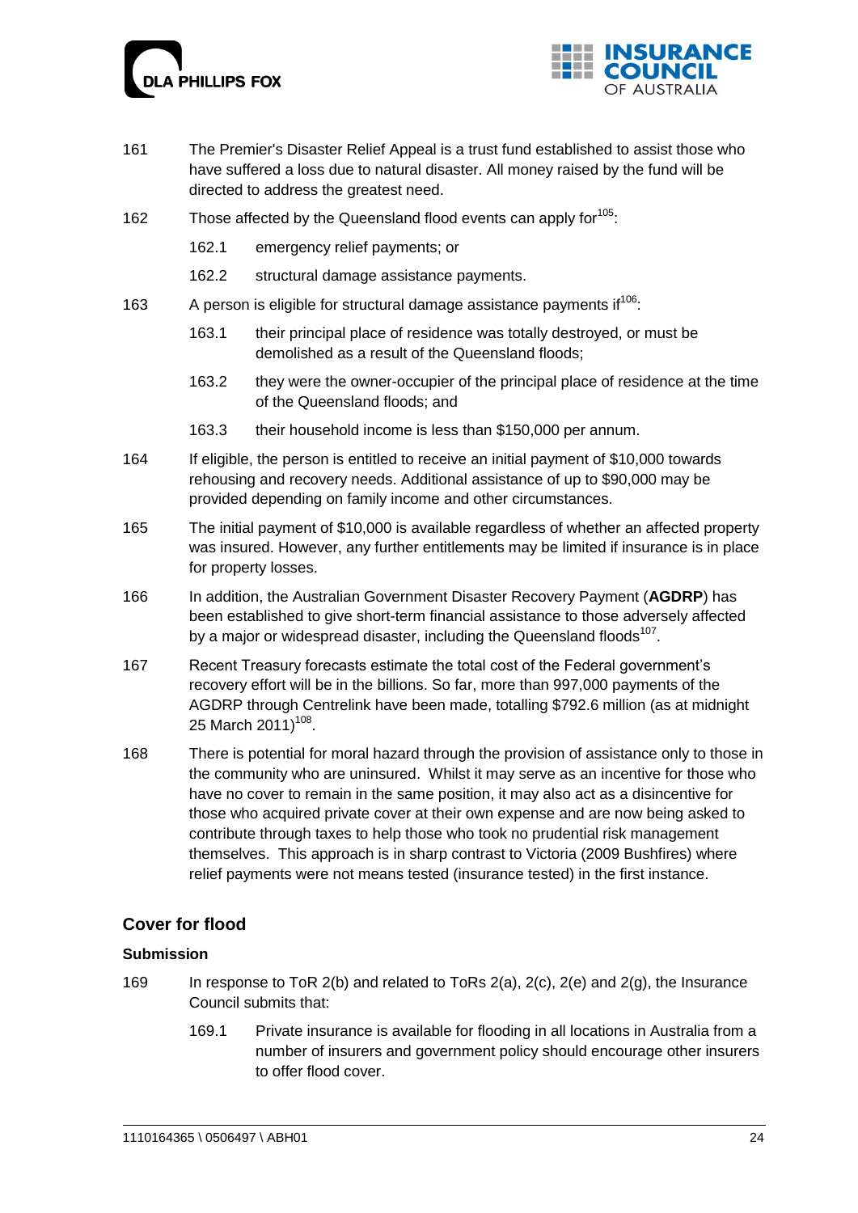161 The Premier's Disaster Relief Appeal is a trust fund established to assist those who have suffered a loss due to natural disaster. All money raised by the fund will be directed to address the greatest need.

162 Those affected by the Queensland flood events can apply for[105]:

162.1 emergency relief payments; or

162.2 structural damage assistance payments.

163 A person is eligible for structural damage assistance payments if[106]:

163.1 their principal place of residence was totally destroyed, or must be demolished as a result of the Queensland floods;

163.2 they were the owner-occupier of the principal place of residence at the time of the Queensland floods; and

163.3 their household income is less than $150,000 per annum.

164 If eligible, the person is entitled to receive an initial payment of $10,000 towards rehousing and recovery needs. Additional assistance of up to $90,000 may be provided depending on family income and other circumstances.

165 The initial payment of $10,000 is available regardless of whether an affected property was insured. However, any further entitlements may be limited if insurance is in place for property losses.

166 In addition, the Australian Government Disaster Recovery Payment (**AGDRP**) has been established to give short-term financial assistance to those adversely affected by a major or widespread disaster, including the Queensland floods[107].

167 Recent Treasury forecasts estimate the total cost of the Federal government's recovery effort will be in the billions. So far, more than 997,000 payments of the AGDRP through Centrelink have been made, totalling $792.6 million (as at midnight 25 March 2011)[108].

168 There is potential for moral hazard through the provision of assistance only to those in the community who are uninsured. Whilst it may serve as an incentive for those who have no cover to remain in the same position, it may also act as a disincentive for those who acquired private cover at their own expense and are now being asked to contribute through taxes to help those who took no prudential risk management themselves. This approach is in sharp contrast to Victoria (2009 Bushfires) where relief payments were not means tested (insurance tested) in the first instance.

## Cover for flood

### Submission

169 In response to ToR 2(b) and related to ToRs 2(a), 2(c), 2(e) and 2(g), the Insurance Council submits that:

169.1 Private insurance is available for flooding in all locations in Australia from a number of insurers and government policy should encourage other insurers to offer flood cover.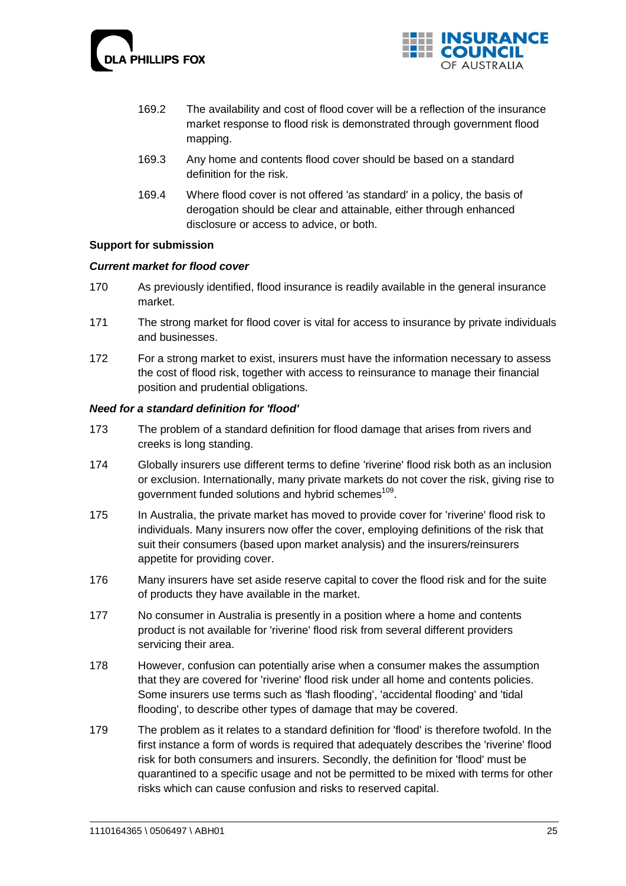169.2 The availability and cost of flood cover will be a reflection of the insurance market response to flood risk is demonstrated through government flood mapping.

169.3 Any home and contents flood cover should be based on a standard definition for the risk.

169.4 Where flood cover is not offered 'as standard' in a policy, the basis of derogation should be clear and attainable, either through enhanced disclosure or access to advice, or both.

**Support for submission**

***Current market for flood cover***

170 As previously identified, flood insurance is readily available in the general insurance market.

171 The strong market for flood cover is vital for access to insurance by private individuals and businesses.

172 For a strong market to exist, insurers must have the information necessary to assess the cost of flood risk, together with access to reinsurance to manage their financial position and prudential obligations.

***Need for a standard definition for 'flood'***

173 The problem of a standard definition for flood damage that arises from rivers and creeks is long standing.

174 Globally insurers use different terms to define 'riverine' flood risk both as an inclusion or exclusion. Internationally, many private markets do not cover the risk, giving rise to government funded solutions and hybrid schemes[109].

175 In Australia, the private market has moved to provide cover for 'riverine' flood risk to individuals. Many insurers now offer the cover, employing definitions of the risk that suit their consumers (based upon market analysis) and the insurers/reinsurers appetite for providing cover.

176 Many insurers have set aside reserve capital to cover the flood risk and for the suite of products they have available in the market.

177 No consumer in Australia is presently in a position where a home and contents product is not available for 'riverine' flood risk from several different providers servicing their area.

178 However, confusion can potentially arise when a consumer makes the assumption that they are covered for 'riverine' flood risk under all home and contents policies. Some insurers use terms such as 'flash flooding', 'accidental flooding' and 'tidal flooding', to describe other types of damage that may be covered.

179 The problem as it relates to a standard definition for 'flood' is therefore twofold. In the first instance a form of words is required that adequately describes the 'riverine' flood risk for both consumers and insurers. Secondly, the definition for 'flood' must be quarantined to a specific usage and not be permitted to be mixed with terms for other risks which can cause confusion and risks to reserved capital.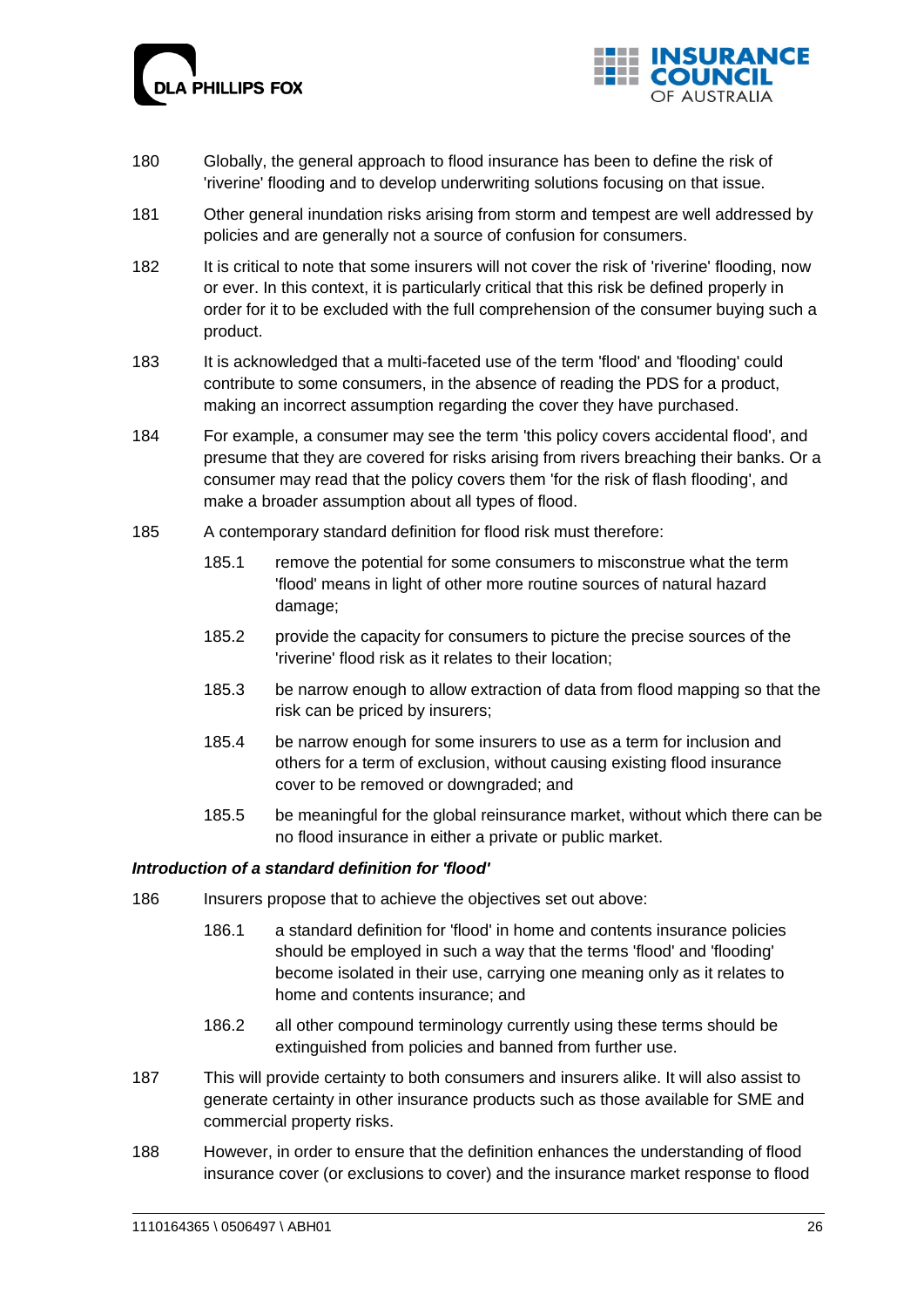180 Globally, the general approach to flood insurance has been to define the risk of 'riverine' flooding and to develop underwriting solutions focusing on that issue.

181 Other general inundation risks arising from storm and tempest are well addressed by policies and are generally not a source of confusion for consumers.

182 It is critical to note that some insurers will not cover the risk of 'riverine' flooding, now or ever. In this context, it is particularly critical that this risk be defined properly in order for it to be excluded with the full comprehension of the consumer buying such a product.

183 It is acknowledged that a multi-faceted use of the term 'flood' and 'flooding' could contribute to some consumers, in the absence of reading the PDS for a product, making an incorrect assumption regarding the cover they have purchased.

184 For example, a consumer may see the term 'this policy covers accidental flood', and presume that they are covered for risks arising from rivers breaching their banks. Or a consumer may read that the policy covers them 'for the risk of flash flooding', and make a broader assumption about all types of flood.

185 A contemporary standard definition for flood risk must therefore:

185.1 remove the potential for some consumers to misconstrue what the term 'flood' means in light of other more routine sources of natural hazard damage;

185.2 provide the capacity for consumers to picture the precise sources of the 'riverine' flood risk as it relates to their location;

185.3 be narrow enough to allow extraction of data from flood mapping so that the risk can be priced by insurers;

185.4 be narrow enough for some insurers to use as a term for inclusion and others for a term of exclusion, without causing existing flood insurance cover to be removed or downgraded; and

185.5 be meaningful for the global reinsurance market, without which there can be no flood insurance in either a private or public market.

***Introduction of a standard definition for 'flood'***

186 Insurers propose that to achieve the objectives set out above:

186.1 a standard definition for 'flood' in home and contents insurance policies should be employed in such a way that the terms 'flood' and 'flooding' become isolated in their use, carrying one meaning only as it relates to home and contents insurance; and

186.2 all other compound terminology currently using these terms should be extinguished from policies and banned from further use.

187 This will provide certainty to both consumers and insurers alike. It will also assist to generate certainty in other insurance products such as those available for SME and commercial property risks.

188 However, in order to ensure that the definition enhances the understanding of flood insurance cover (or exclusions to cover) and the insurance market response to flood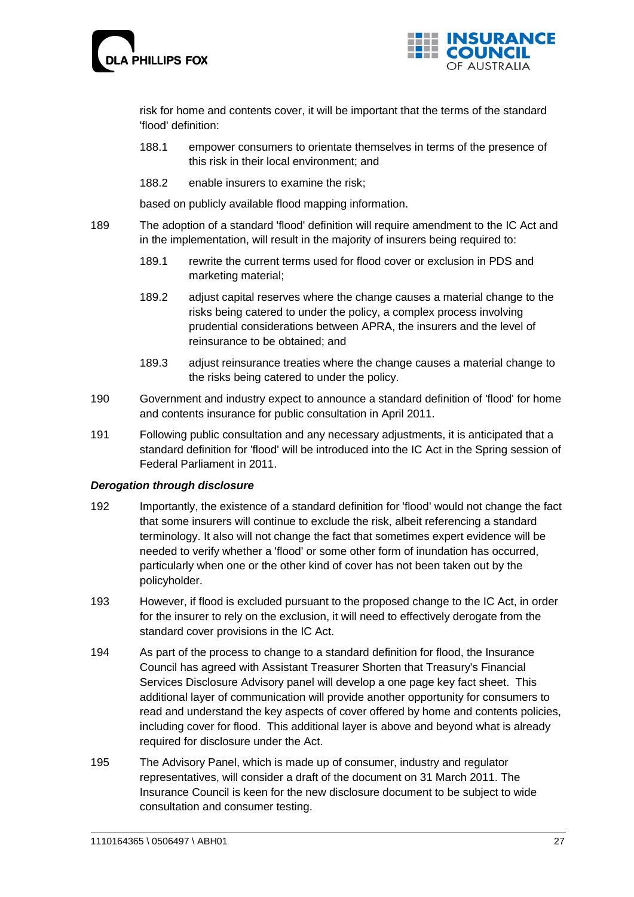risk for home and contents cover, it will be important that the terms of the standard 'flood' definition:

188.1 empower consumers to orientate themselves in terms of the presence of this risk in their local environment; and

188.2 enable insurers to examine the risk;

based on publicly available flood mapping information.

189 The adoption of a standard 'flood' definition will require amendment to the IC Act and in the implementation, will result in the majority of insurers being required to:

189.1 rewrite the current terms used for flood cover or exclusion in PDS and marketing material;

189.2 adjust capital reserves where the change causes a material change to the risks being catered to under the policy, a complex process involving prudential considerations between APRA, the insurers and the level of reinsurance to be obtained; and

189.3 adjust reinsurance treaties where the change causes a material change to the risks being catered to under the policy.

190 Government and industry expect to announce a standard definition of 'flood' for home and contents insurance for public consultation in April 2011.

191 Following public consultation and any necessary adjustments, it is anticipated that a standard definition for 'flood' will be introduced into the IC Act in the Spring session of Federal Parliament in 2011.

***Derogation through disclosure***

192 Importantly, the existence of a standard definition for 'flood' would not change the fact that some insurers will continue to exclude the risk, albeit referencing a standard terminology. It also will not change the fact that sometimes expert evidence will be needed to verify whether a 'flood' or some other form of inundation has occurred, particularly when one or the other kind of cover has not been taken out by the policyholder.

193 However, if flood is excluded pursuant to the proposed change to the IC Act, in order for the insurer to rely on the exclusion, it will need to effectively derogate from the standard cover provisions in the IC Act.

194 As part of the process to change to a standard definition for flood, the Insurance Council has agreed with Assistant Treasurer Shorten that Treasury's Financial Services Disclosure Advisory panel will develop a one page key fact sheet. This additional layer of communication will provide another opportunity for consumers to read and understand the key aspects of cover offered by home and contents policies, including cover for flood. This additional layer is above and beyond what is already required for disclosure under the Act.

195 The Advisory Panel, which is made up of consumer, industry and regulator representatives, will consider a draft of the document on 31 March 2011. The Insurance Council is keen for the new disclosure document to be subject to wide consultation and consumer testing.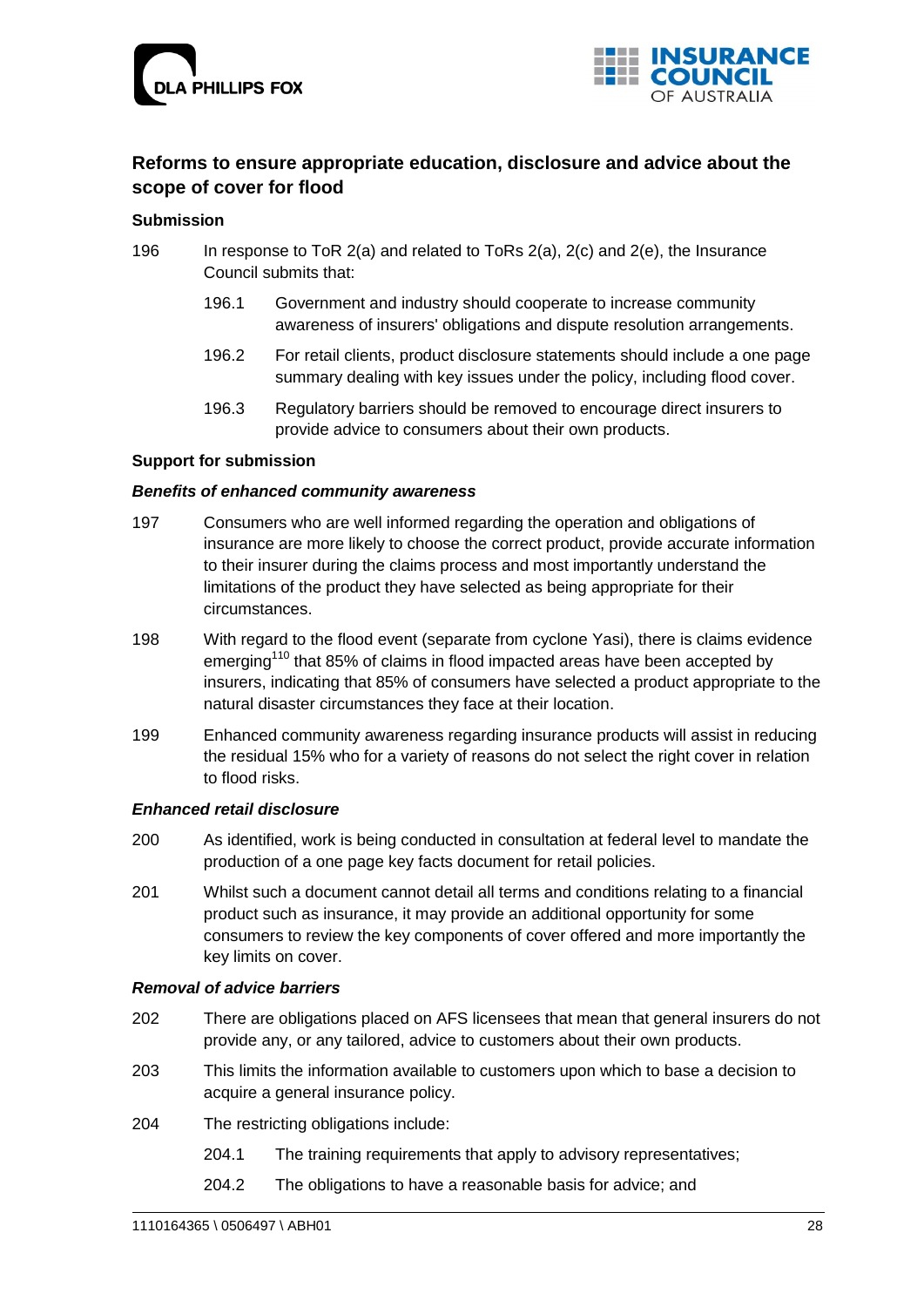## Reforms to ensure appropriate education, disclosure and advice about the scope of cover for flood

### Submission

196 In response to ToR 2(a) and related to ToRs 2(a), 2(c) and 2(e), the Insurance Council submits that:

196.1 Government and industry should cooperate to increase community awareness of insurers' obligations and dispute resolution arrangements.

196.2 For retail clients, product disclosure statements should include a one page summary dealing with key issues under the policy, including flood cover.

196.3 Regulatory barriers should be removed to encourage direct insurers to provide advice to consumers about their own products.

### Support for submission

***Benefits of enhanced community awareness***

197 Consumers who are well informed regarding the operation and obligations of insurance are more likely to choose the correct product, provide accurate information to their insurer during the claims process and most importantly understand the limitations of the product they have selected as being appropriate for their circumstances.

198 With regard to the flood event (separate from cyclone Yasi), there is claims evidence emerging[110] that 85% of claims in flood impacted areas have been accepted by insurers, indicating that 85% of consumers have selected a product appropriate to the natural disaster circumstances they face at their location.

199 Enhanced community awareness regarding insurance products will assist in reducing the residual 15% who for a variety of reasons do not select the right cover in relation to flood risks.

***Enhanced retail disclosure***

200 As identified, work is being conducted in consultation at federal level to mandate the production of a one page key facts document for retail policies.

201 Whilst such a document cannot detail all terms and conditions relating to a financial product such as insurance, it may provide an additional opportunity for some consumers to review the key components of cover offered and more importantly the key limits on cover.

***Removal of advice barriers***

202 There are obligations placed on AFS licensees that mean that general insurers do not provide any, or any tailored, advice to customers about their own products.

203 This limits the information available to customers upon which to base a decision to acquire a general insurance policy.

204 The restricting obligations include:

204.1 The training requirements that apply to advisory representatives;

204.2 The obligations to have a reasonable basis for advice; and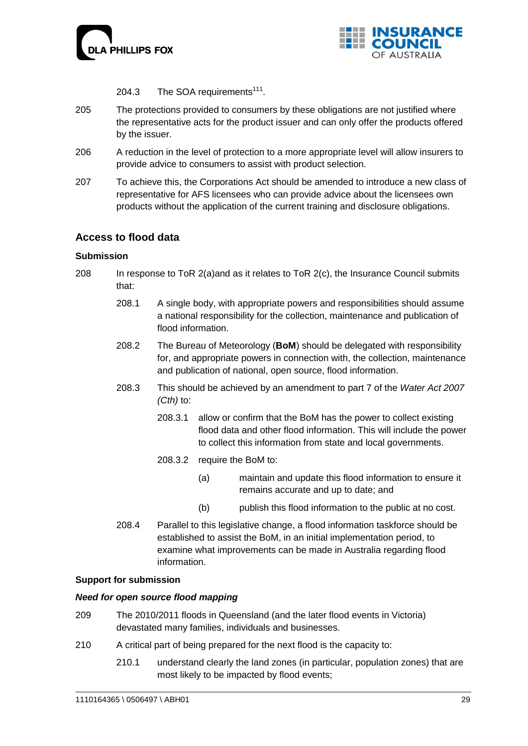204.3 The SOA requirements[111].

205 The protections provided to consumers by these obligations are not justified where the representative acts for the product issuer and can only offer the products offered by the issuer.

206 A reduction in the level of protection to a more appropriate level will allow insurers to provide advice to consumers to assist with product selection.

207 To achieve this, the Corporations Act should be amended to introduce a new class of representative for AFS licensees who can provide advice about the licensees own products without the application of the current training and disclosure obligations.

## Access to flood data

### Submission

208 In response to ToR 2(a)and as it relates to ToR 2(c), the Insurance Council submits that:

208.1 A single body, with appropriate powers and responsibilities should assume a national responsibility for the collection, maintenance and publication of flood information.

208.2 The Bureau of Meteorology (**BoM**) should be delegated with responsibility for, and appropriate powers in connection with, the collection, maintenance and publication of national, open source, flood information.

208.3 This should be achieved by an amendment to part 7 of the *Water Act 2007 (Cth)* to:

208.3.1 allow or confirm that the BoM has the power to collect existing flood data and other flood information. This will include the power to collect this information from state and local governments.

208.3.2 require the BoM to:

(a) maintain and update this flood information to ensure it remains accurate and up to date; and

(b) publish this flood information to the public at no cost.

208.4 Parallel to this legislative change, a flood information taskforce should be established to assist the BoM, in an initial implementation period, to examine what improvements can be made in Australia regarding flood information.

### Support for submission

#### *Need for open source flood mapping*

209 The 2010/2011 floods in Queensland (and the later flood events in Victoria) devastated many families, individuals and businesses.

210 A critical part of being prepared for the next flood is the capacity to:

210.1 understand clearly the land zones (in particular, population zones) that are most likely to be impacted by flood events;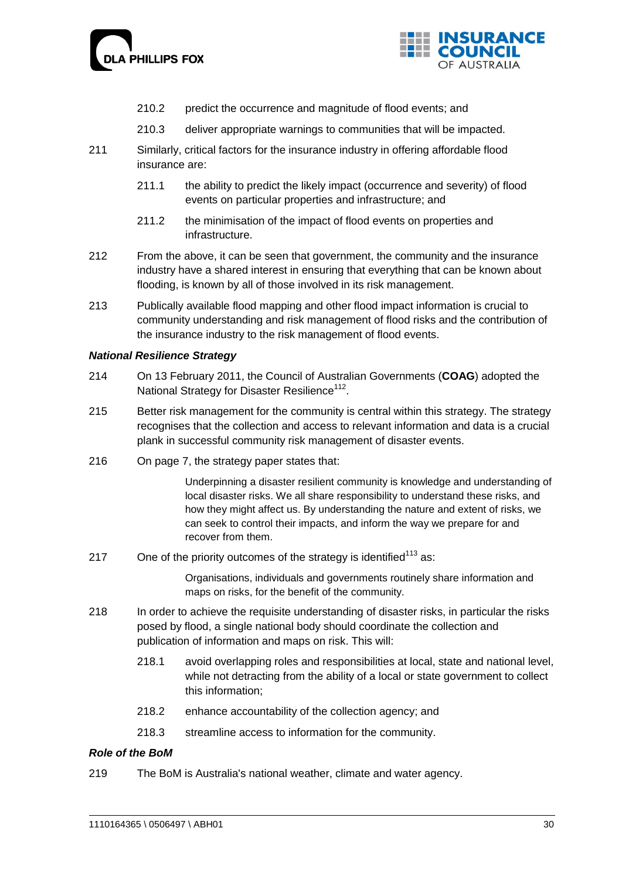210.2 predict the occurrence and magnitude of flood events; and

210.3 deliver appropriate warnings to communities that will be impacted.

211 Similarly, critical factors for the insurance industry in offering affordable flood insurance are:

211.1 the ability to predict the likely impact (occurrence and severity) of flood events on particular properties and infrastructure; and

211.2 the minimisation of the impact of flood events on properties and infrastructure.

212 From the above, it can be seen that government, the community and the insurance industry have a shared interest in ensuring that everything that can be known about flooding, is known by all of those involved in its risk management.

213 Publically available flood mapping and other flood impact information is crucial to community understanding and risk management of flood risks and the contribution of the insurance industry to the risk management of flood events.

### *National Resilience Strategy*

214 On 13 February 2011, the Council of Australian Governments (**COAG**) adopted the National Strategy for Disaster Resilience[112].

215 Better risk management for the community is central within this strategy. The strategy recognises that the collection and access to relevant information and data is a crucial plank in successful community risk management of disaster events.

216 On page 7, the strategy paper states that:

> Underpinning a disaster resilient community is knowledge and understanding of local disaster risks. We all share responsibility to understand these risks, and how they might affect us. By understanding the nature and extent of risks, we can seek to control their impacts, and inform the way we prepare for and recover from them.

217 One of the priority outcomes of the strategy is identified[113] as:

> Organisations, individuals and governments routinely share information and maps on risks, for the benefit of the community.

218 In order to achieve the requisite understanding of disaster risks, in particular the risks posed by flood, a single national body should coordinate the collection and publication of information and maps on risk. This will:

218.1 avoid overlapping roles and responsibilities at local, state and national level, while not detracting from the ability of a local or state government to collect this information;

218.2 enhance accountability of the collection agency; and

218.3 streamline access to information for the community.

### *Role of the BoM*

219 The BoM is Australia's national weather, climate and water agency.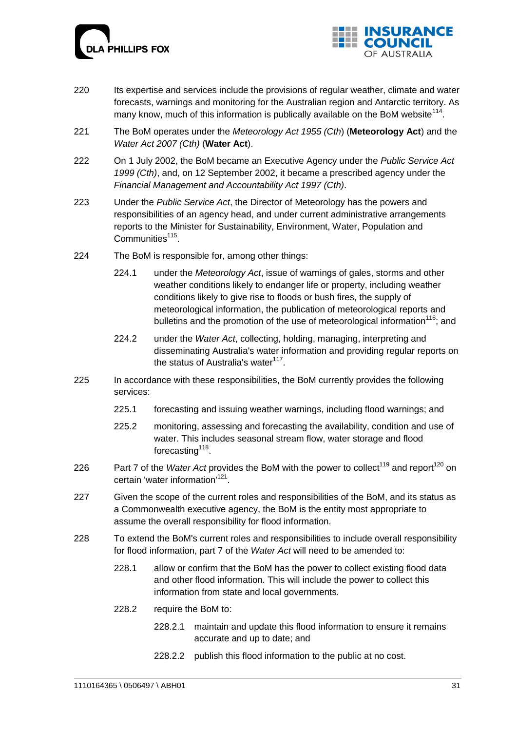220 Its expertise and services include the provisions of regular weather, climate and water forecasts, warnings and monitoring for the Australian region and Antarctic territory. As many know, much of this information is publically available on the BoM website[114].

221 The BoM operates under the *Meteorology Act 1955 (Cth)* (**Meteorology Act**) and the *Water Act 2007 (Cth)* (**Water Act**).

222 On 1 July 2002, the BoM became an Executive Agency under the *Public Service Act 1999 (Cth)*, and, on 12 September 2002, it became a prescribed agency under the *Financial Management and Accountability Act 1997 (Cth)*.

223 Under the *Public Service Act*, the Director of Meteorology has the powers and responsibilities of an agency head, and under current administrative arrangements reports to the Minister for Sustainability, Environment, Water, Population and Communities[115].

224 The BoM is responsible for, among other things:

224.1 under the *Meteorology Act*, issue of warnings of gales, storms and other weather conditions likely to endanger life or property, including weather conditions likely to give rise to floods or bush fires, the supply of meteorological information, the publication of meteorological reports and bulletins and the promotion of the use of meteorological information[116]; and

224.2 under the *Water Act*, collecting, holding, managing, interpreting and disseminating Australia's water information and providing regular reports on the status of Australia's water[117].

225 In accordance with these responsibilities, the BoM currently provides the following services:

225.1 forecasting and issuing weather warnings, including flood warnings; and

225.2 monitoring, assessing and forecasting the availability, condition and use of water. This includes seasonal stream flow, water storage and flood forecasting[118].

226 Part 7 of the *Water Act* provides the BoM with the power to collect[119] and report[120] on certain 'water information'[121].

227 Given the scope of the current roles and responsibilities of the BoM, and its status as a Commonwealth executive agency, the BoM is the entity most appropriate to assume the overall responsibility for flood information.

228 To extend the BoM's current roles and responsibilities to include overall responsibility for flood information, part 7 of the *Water Act* will need to be amended to:

228.1 allow or confirm that the BoM has the power to collect existing flood data and other flood information. This will include the power to collect this information from state and local governments.

228.2 require the BoM to:

228.2.1 maintain and update this flood information to ensure it remains accurate and up to date; and

228.2.2 publish this flood information to the public at no cost.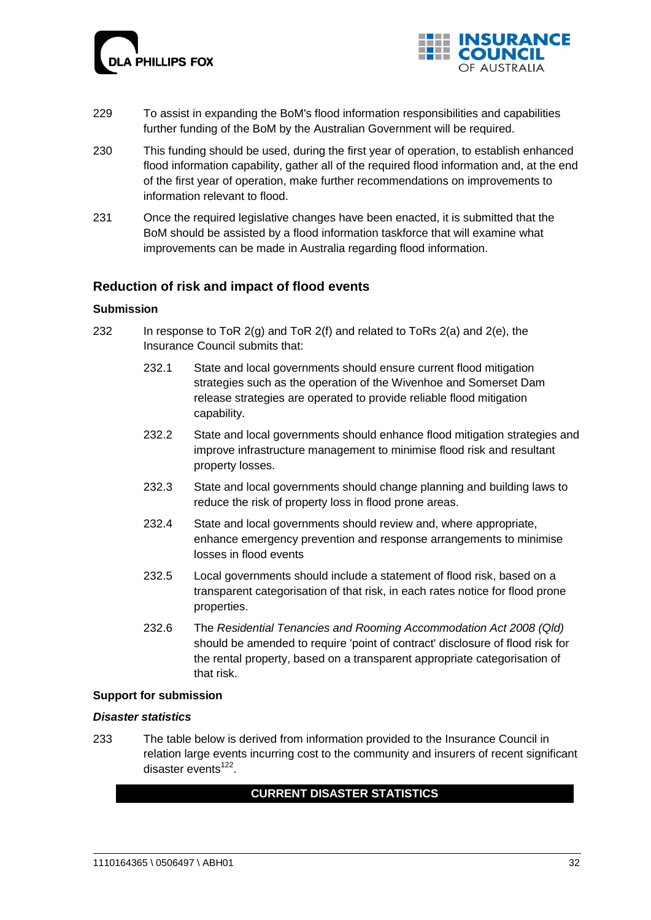229 To assist in expanding the BoM's flood information responsibilities and capabilities further funding of the BoM by the Australian Government will be required.

230 This funding should be used, during the first year of operation, to establish enhanced flood information capability, gather all of the required flood information and, at the end of the first year of operation, make further recommendations on improvements to information relevant to flood.

231 Once the required legislative changes have been enacted, it is submitted that the BoM should be assisted by a flood information taskforce that will examine what improvements can be made in Australia regarding flood information.

## Reduction of risk and impact of flood events

### Submission

232 In response to ToR 2(g) and ToR 2(f) and related to ToRs 2(a) and 2(e), the Insurance Council submits that:

232.1 State and local governments should ensure current flood mitigation strategies such as the operation of the Wivenhoe and Somerset Dam release strategies are operated to provide reliable flood mitigation capability.

232.2 State and local governments should enhance flood mitigation strategies and improve infrastructure management to minimise flood risk and resultant property losses.

232.3 State and local governments should change planning and building laws to reduce the risk of property loss in flood prone areas.

232.4 State and local governments should review and, where appropriate, enhance emergency prevention and response arrangements to minimise losses in flood events

232.5 Local governments should include a statement of flood risk, based on a transparent categorisation of that risk, in each rates notice for flood prone properties.

232.6 The *Residential Tenancies and Rooming Accommodation Act 2008 (Qld)* should be amended to require 'point of contract' disclosure of flood risk for the rental property, based on a transparent appropriate categorisation of that risk.

### Support for submission

#### *Disaster statistics*

233 The table below is derived from information provided to the Insurance Council in relation large events incurring cost to the community and insurers of recent significant disaster events[122].

**CURRENT DISASTER STATISTICS**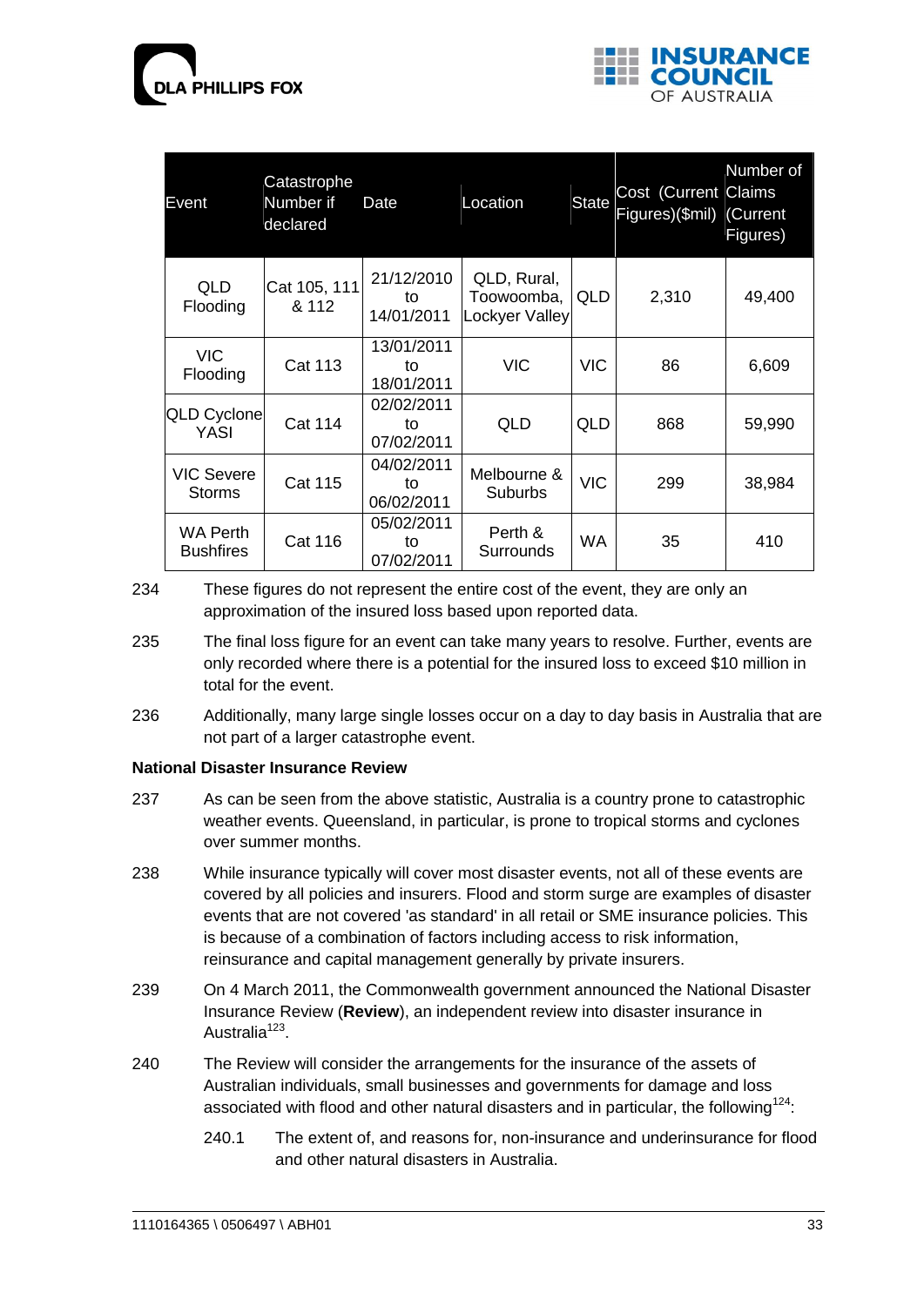| Event | Catastrophe Number if declared | Date | Location | State | Cost (Current Figures)($mil) | Number of Claims (Current Figures) |
|---|---|---|---|---|---|---|
| QLD Flooding | Cat 105, 111 & 112 | 21/12/2010 to 14/01/2011 | QLD, Rural, Toowoomba, Lockyer Valley | QLD | 2,310 | 49,400 |
| VIC Flooding | Cat 113 | 13/01/2011 to 18/01/2011 | VIC | VIC | 86 | 6,609 |
| QLD Cyclone YASI | Cat 114 | 02/02/2011 to 07/02/2011 | QLD | QLD | 868 | 59,990 |
| VIC Severe Storms | Cat 115 | 04/02/2011 to 06/02/2011 | Melbourne & Suburbs | VIC | 299 | 38,984 |
| WA Perth Bushfires | Cat 116 | 05/02/2011 to 07/02/2011 | Perth & Surrounds | WA | 35 | 410 |

234 These figures do not represent the entire cost of the event, they are only an approximation of the insured loss based upon reported data.

235 The final loss figure for an event can take many years to resolve. Further, events are only recorded where there is a potential for the insured loss to exceed $10 million in total for the event.

236 Additionally, many large single losses occur on a day to day basis in Australia that are not part of a larger catastrophe event.

**National Disaster Insurance Review**

237 As can be seen from the above statistic, Australia is a country prone to catastrophic weather events. Queensland, in particular, is prone to tropical storms and cyclones over summer months.

238 While insurance typically will cover most disaster events, not all of these events are covered by all policies and insurers. Flood and storm surge are examples of disaster events that are not covered 'as standard' in all retail or SME insurance policies. This is because of a combination of factors including access to risk information, reinsurance and capital management generally by private insurers.

239 On 4 March 2011, the Commonwealth government announced the National Disaster Insurance Review (**Review**), an independent review into disaster insurance in Australia[123].

240 The Review will consider the arrangements for the insurance of the assets of Australian individuals, small businesses and governments for damage and loss associated with flood and other natural disasters and in particular, the following[124]:

240.1 The extent of, and reasons for, non-insurance and underinsurance for flood and other natural disasters in Australia.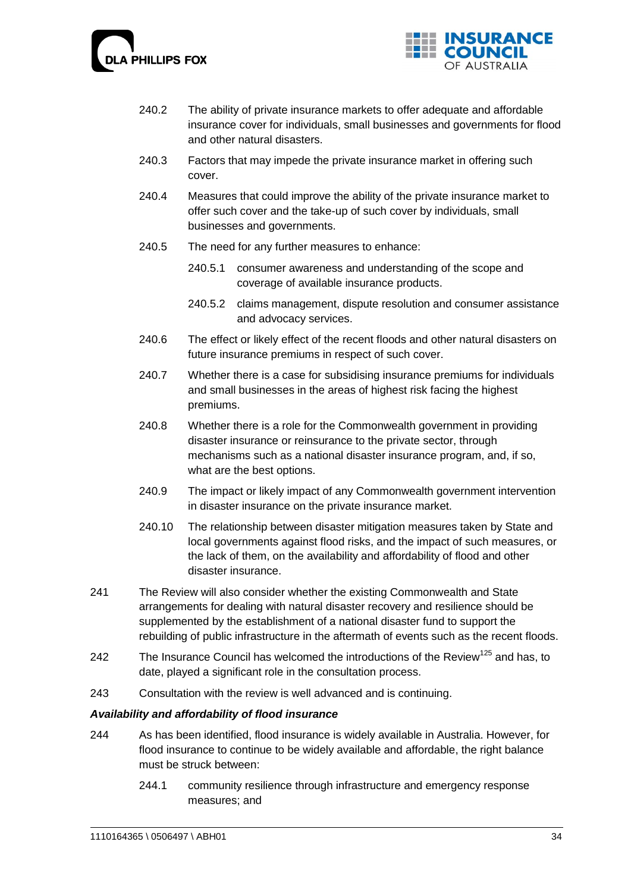240.2 The ability of private insurance markets to offer adequate and affordable insurance cover for individuals, small businesses and governments for flood and other natural disasters.

240.3 Factors that may impede the private insurance market in offering such cover.

240.4 Measures that could improve the ability of the private insurance market to offer such cover and the take-up of such cover by individuals, small businesses and governments.

240.5 The need for any further measures to enhance:

240.5.1 consumer awareness and understanding of the scope and coverage of available insurance products.

240.5.2 claims management, dispute resolution and consumer assistance and advocacy services.

240.6 The effect or likely effect of the recent floods and other natural disasters on future insurance premiums in respect of such cover.

240.7 Whether there is a case for subsidising insurance premiums for individuals and small businesses in the areas of highest risk facing the highest premiums.

240.8 Whether there is a role for the Commonwealth government in providing disaster insurance or reinsurance to the private sector, through mechanisms such as a national disaster insurance program, and, if so, what are the best options.

240.9 The impact or likely impact of any Commonwealth government intervention in disaster insurance on the private insurance market.

240.10 The relationship between disaster mitigation measures taken by State and local governments against flood risks, and the impact of such measures, or the lack of them, on the availability and affordability of flood and other disaster insurance.

241 The Review will also consider whether the existing Commonwealth and State arrangements for dealing with natural disaster recovery and resilience should be supplemented by the establishment of a national disaster fund to support the rebuilding of public infrastructure in the aftermath of events such as the recent floods.

242 The Insurance Council has welcomed the introductions of the Review[125] and has, to date, played a significant role in the consultation process.

243 Consultation with the review is well advanced and is continuing.

***Availability and affordability of flood insurance***

244 As has been identified, flood insurance is widely available in Australia. However, for flood insurance to continue to be widely available and affordable, the right balance must be struck between:

244.1 community resilience through infrastructure and emergency response measures; and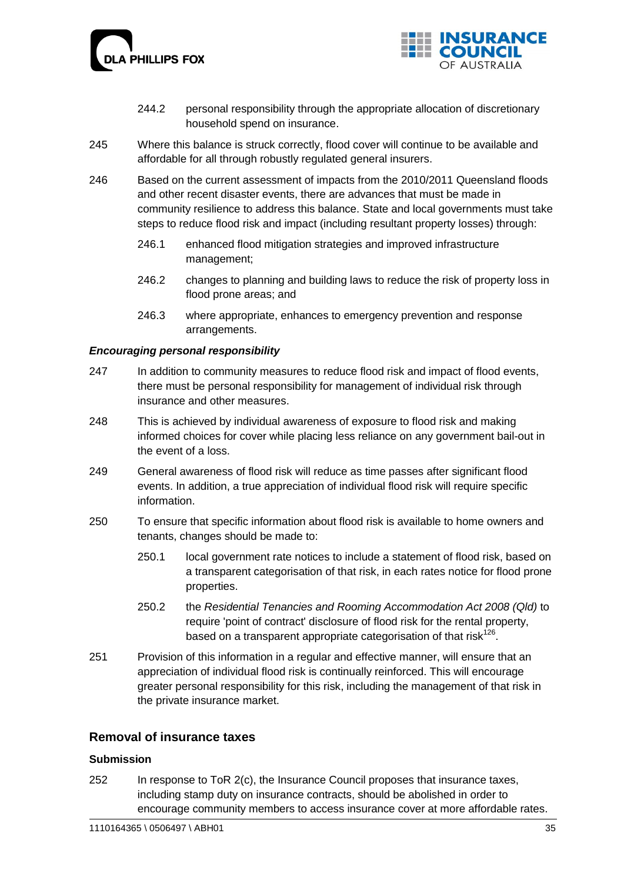244.2 personal responsibility through the appropriate allocation of discretionary household spend on insurance.

245 Where this balance is struck correctly, flood cover will continue to be available and affordable for all through robustly regulated general insurers.

246 Based on the current assessment of impacts from the 2010/2011 Queensland floods and other recent disaster events, there are advances that must be made in community resilience to address this balance. State and local governments must take steps to reduce flood risk and impact (including resultant property losses) through:

246.1 enhanced flood mitigation strategies and improved infrastructure management;

246.2 changes to planning and building laws to reduce the risk of property loss in flood prone areas; and

246.3 where appropriate, enhances to emergency prevention and response arrangements.

***Encouraging personal responsibility***

247 In addition to community measures to reduce flood risk and impact of flood events, there must be personal responsibility for management of individual risk through insurance and other measures.

248 This is achieved by individual awareness of exposure to flood risk and making informed choices for cover while placing less reliance on any government bail-out in the event of a loss.

249 General awareness of flood risk will reduce as time passes after significant flood events. In addition, a true appreciation of individual flood risk will require specific information.

250 To ensure that specific information about flood risk is available to home owners and tenants, changes should be made to:

250.1 local government rate notices to include a statement of flood risk, based on a transparent categorisation of that risk, in each rates notice for flood prone properties.

250.2 the *Residential Tenancies and Rooming Accommodation Act 2008 (Qld)* to require 'point of contract' disclosure of flood risk for the rental property, based on a transparent appropriate categorisation of that risk[126].

251 Provision of this information in a regular and effective manner, will ensure that an appreciation of individual flood risk is continually reinforced. This will encourage greater personal responsibility for this risk, including the management of that risk in the private insurance market.

## Removal of insurance taxes

### Submission

252 In response to ToR 2(c), the Insurance Council proposes that insurance taxes, including stamp duty on insurance contracts, should be abolished in order to encourage community members to access insurance cover at more affordable rates.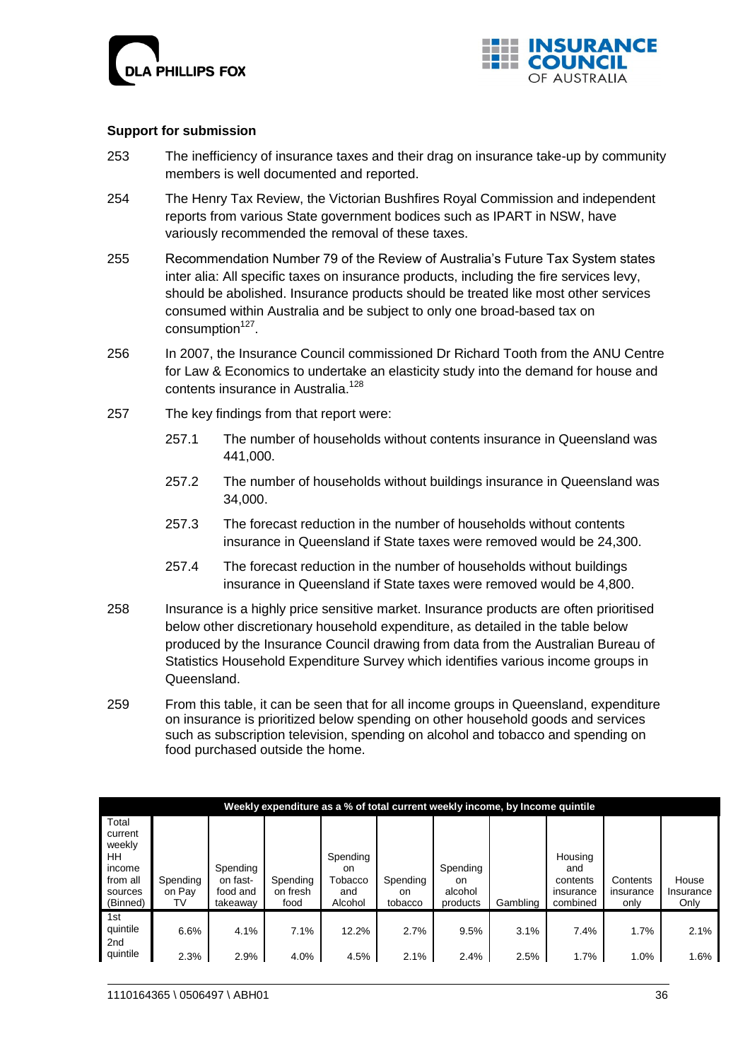**Support for submission**

253 The inefficiency of insurance taxes and their drag on insurance take-up by community members is well documented and reported.

254 The Henry Tax Review, the Victorian Bushfires Royal Commission and independent reports from various State government bodices such as IPART in NSW, have variously recommended the removal of these taxes.

255 Recommendation Number 79 of the Review of Australia's Future Tax System states inter alia: All specific taxes on insurance products, including the fire services levy, should be abolished. Insurance products should be treated like most other services consumed within Australia and be subject to only one broad-based tax on consumption[127].

256 In 2007, the Insurance Council commissioned Dr Richard Tooth from the ANU Centre for Law & Economics to undertake an elasticity study into the demand for house and contents insurance in Australia.[128]

257 The key findings from that report were:

257.1 The number of households without contents insurance in Queensland was 441,000.

257.2 The number of households without buildings insurance in Queensland was 34,000.

257.3 The forecast reduction in the number of households without contents insurance in Queensland if State taxes were removed would be 24,300.

257.4 The forecast reduction in the number of households without buildings insurance in Queensland if State taxes were removed would be 4,800.

258 Insurance is a highly price sensitive market. Insurance products are often prioritised below other discretionary household expenditure, as detailed in the table below produced by the Insurance Council drawing from data from the Australian Bureau of Statistics Household Expenditure Survey which identifies various income groups in Queensland.

259 From this table, it can be seen that for all income groups in Queensland, expenditure on insurance is prioritized below spending on other household goods and services such as subscription television, spending on alcohol and tobacco and spending on food purchased outside the home.

| Weekly expenditure as a % of total current weekly income, by Income quintile | | | | | | | | | | |
|---|---|---|---|---|---|---|---|---|---|---|
| Total current weekly HH income from all sources (Binned) | Spending on Pay TV | Spending on fast-food and takeaway | Spending on fresh food | Spending on Tobacco and Alcohol | Spending on tobacco | Spending on alcohol products | Gambling | Housing and contents insurance combined | Contents insurance only | House Insurance Only |
| 1st quintile | 6.6% | 4.1% | 7.1% | 12.2% | 2.7% | 9.5% | 3.1% | 7.4% | 1.7% | 2.1% |
| 2nd quintile | 2.3% | 2.9% | 4.0% | 4.5% | 2.1% | 2.4% | 2.5% | 1.7% | 1.0% | 1.6% |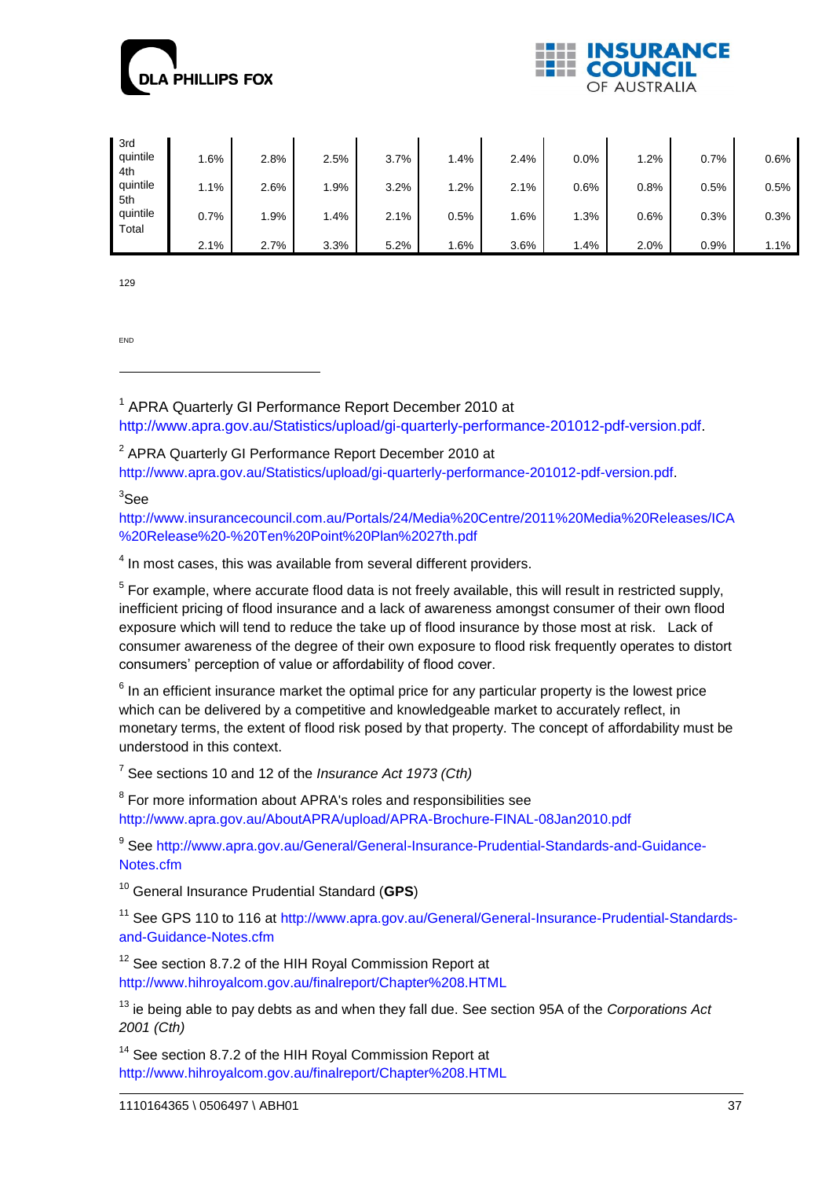| | | | | | | | | | | |
|---|---|---|---|---|---|---|---|---|---|---|
| 3rd quintile | 1.6% | 2.8% | 2.5% | 3.7% | 1.4% | 2.4% | 0.0% | 1.2% | 0.7% | 0.6% |
| 4th quintile | 1.1% | 2.6% | 1.9% | 3.2% | 1.2% | 2.1% | 0.6% | 0.8% | 0.5% | 0.5% |
| 5th quintile | 0.7% | 1.9% | 1.4% | 2.1% | 0.5% | 1.6% | 1.3% | 0.6% | 0.3% | 0.3% |
| Total | 2.1% | 2.7% | 3.3% | 5.2% | 1.6% | 3.6% | 1.4% | 2.0% | 0.9% | 1.1% |

129

END

---

[1] APRA Quarterly GI Performance Report December 2010 at http://www.apra.gov.au/Statistics/upload/gi-quarterly-performance-201012-pdf-version.pdf.

[2] APRA Quarterly GI Performance Report December 2010 at http://www.apra.gov.au/Statistics/upload/gi-quarterly-performance-201012-pdf-version.pdf.

[3] See http://www.insurancecouncil.com.au/Portals/24/Media%20Centre/2011%20Media%20Releases/ICA%20Release%20-%20Ten%20Point%20Plan%2027th.pdf

[4] In most cases, this was available from several different providers.

[5] For example, where accurate flood data is not freely available, this will result in restricted supply, inefficient pricing of flood insurance and a lack of awareness amongst consumer of their own flood exposure which will tend to reduce the take up of flood insurance by those most at risk. Lack of consumer awareness of the degree of their own exposure to flood risk frequently operates to distort consumers' perception of value or affordability of flood cover.

[6] In an efficient insurance market the optimal price for any particular property is the lowest price which can be delivered by a competitive and knowledgeable market to accurately reflect, in monetary terms, the extent of flood risk posed by that property. The concept of affordability must be understood in this context.

[7] See sections 10 and 12 of the *Insurance Act 1973 (Cth)*

[8] For more information about APRA's roles and responsibilities see http://www.apra.gov.au/AboutAPRA/upload/APRA-Brochure-FINAL-08Jan2010.pdf

[9] See http://www.apra.gov.au/General/General-Insurance-Prudential-Standards-and-Guidance-Notes.cfm

[10] General Insurance Prudential Standard (**GPS**)

[11] See GPS 110 to 116 at http://www.apra.gov.au/General/General-Insurance-Prudential-Standards-and-Guidance-Notes.cfm

[12] See section 8.7.2 of the HIH Royal Commission Report at http://www.hihroyalcom.gov.au/finalreport/Chapter%208.HTML

[13] ie being able to pay debts as and when they fall due. See section 95A of the *Corporations Act 2001 (Cth)*

[14] See section 8.7.2 of the HIH Royal Commission Report at http://www.hihroyalcom.gov.au/finalreport/Chapter%208.HTML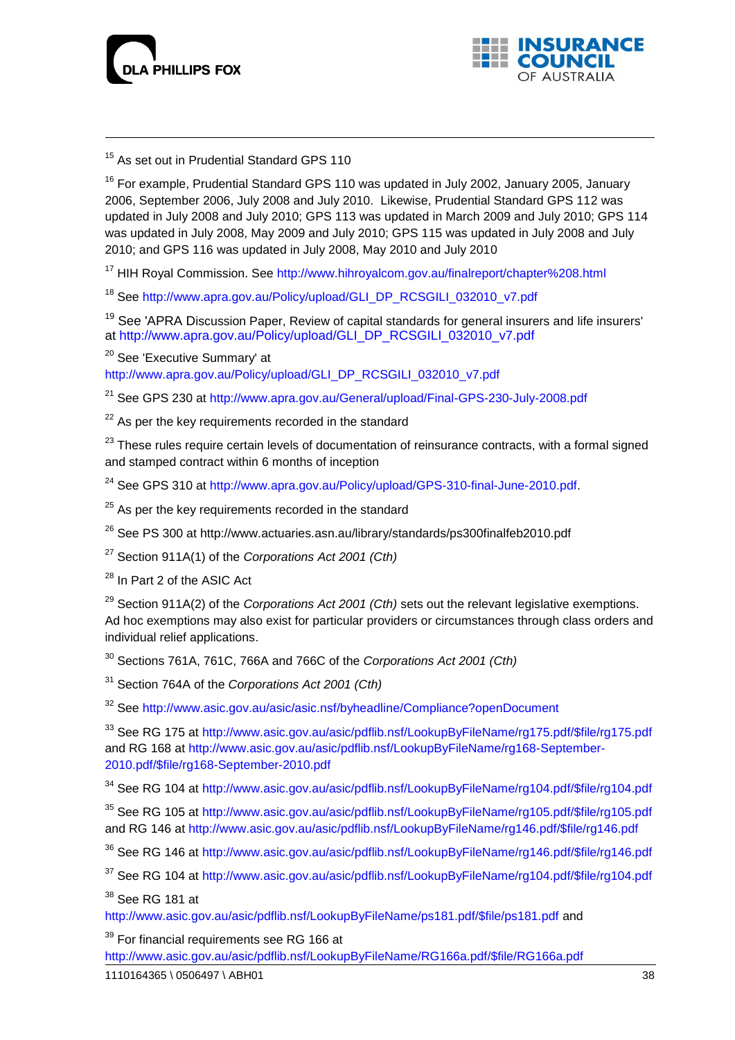[15] As set out in Prudential Standard GPS 110

[16] For example, Prudential Standard GPS 110 was updated in July 2002, January 2005, January 2006, September 2006, July 2008 and July 2010. Likewise, Prudential Standard GPS 112 was updated in July 2008 and July 2010; GPS 113 was updated in March 2009 and July 2010; GPS 114 was updated in July 2008, May 2009 and July 2010; GPS 115 was updated in July 2008 and July 2010; and GPS 116 was updated in July 2008, May 2010 and July 2010

[17] HIH Royal Commission. See http://www.hihroyalcom.gov.au/finalreport/chapter%208.html

[18] See http://www.apra.gov.au/Policy/upload/GLI_DP_RCSGILI_032010_v7.pdf

[19] See 'APRA Discussion Paper, Review of capital standards for general insurers and life insurers' at http://www.apra.gov.au/Policy/upload/GLI_DP_RCSGILI_032010_v7.pdf

[20] See 'Executive Summary' at http://www.apra.gov.au/Policy/upload/GLI_DP_RCSGILI_032010_v7.pdf

[21] See GPS 230 at http://www.apra.gov.au/General/upload/Final-GPS-230-July-2008.pdf

[22] As per the key requirements recorded in the standard

[23] These rules require certain levels of documentation of reinsurance contracts, with a formal signed and stamped contract within 6 months of inception

[24] See GPS 310 at http://www.apra.gov.au/Policy/upload/GPS-310-final-June-2010.pdf.

[25] As per the key requirements recorded in the standard

[26] See PS 300 at http://www.actuaries.asn.au/library/standards/ps300finalfeb2010.pdf

[27] Section 911A(1) of the *Corporations Act 2001 (Cth)*

[28] In Part 2 of the ASIC Act

[29] Section 911A(2) of the *Corporations Act 2001 (Cth)* sets out the relevant legislative exemptions. Ad hoc exemptions may also exist for particular providers or circumstances through class orders and individual relief applications.

[30] Sections 761A, 761C, 766A and 766C of the *Corporations Act 2001 (Cth)*

[31] Section 764A of the *Corporations Act 2001 (Cth)*

[32] See http://www.asic.gov.au/asic/asic.nsf/byheadline/Compliance?openDocument

[33] See RG 175 at http://www.asic.gov.au/asic/pdflib.nsf/LookupByFileName/rg175.pdf/$file/rg175.pdf and RG 168 at http://www.asic.gov.au/asic/pdflib.nsf/LookupByFileName/rg168-September-2010.pdf/$file/rg168-September-2010.pdf

[34] See RG 104 at http://www.asic.gov.au/asic/pdflib.nsf/LookupByFileName/rg104.pdf/$file/rg104.pdf

[35] See RG 105 at http://www.asic.gov.au/asic/pdflib.nsf/LookupByFileName/rg105.pdf/$file/rg105.pdf and RG 146 at http://www.asic.gov.au/asic/pdflib.nsf/LookupByFileName/rg146.pdf/$file/rg146.pdf

[36] See RG 146 at http://www.asic.gov.au/asic/pdflib.nsf/LookupByFileName/rg146.pdf/$file/rg146.pdf

[37] See RG 104 at http://www.asic.gov.au/asic/pdflib.nsf/LookupByFileName/rg104.pdf/$file/rg104.pdf

[38] See RG 181 at http://www.asic.gov.au/asic/pdflib.nsf/LookupByFileName/ps181.pdf/$file/ps181.pdf and

[39] For financial requirements see RG 166 at http://www.asic.gov.au/asic/pdflib.nsf/LookupByFileName/RG166a.pdf/$file/RG166a.pdf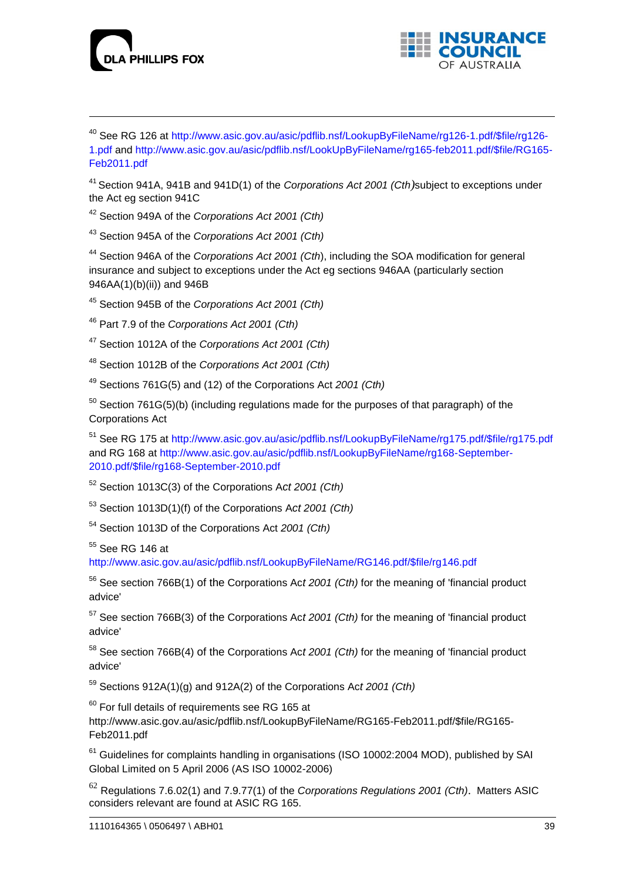[40] See RG 126 at http://www.asic.gov.au/asic/pdflib.nsf/LookupByFileName/rg126-1.pdf/$file/rg126-1.pdf and http://www.asic.gov.au/asic/pdflib.nsf/LookUpByFileName/rg165-feb2011.pdf/$file/RG165-Feb2011.pdf

[41] Section 941A, 941B and 941D(1) of the *Corporations Act 2001 (Cth)* subject to exceptions under the Act eg section 941C

[42] Section 949A of the *Corporations Act 2001 (Cth)*

[43] Section 945A of the *Corporations Act 2001 (Cth)*

[44] Section 946A of the *Corporations Act 2001 (Cth*), including the SOA modification for general insurance and subject to exceptions under the Act eg sections 946AA (particularly section 946AA(1)(b)(ii)) and 946B

[45] Section 945B of the *Corporations Act 2001 (Cth)*

[46] Part 7.9 of the *Corporations Act 2001 (Cth)*

[47] Section 1012A of the *Corporations Act 2001 (Cth)*

[48] Section 1012B of the *Corporations Act 2001 (Cth)*

[49] Sections 761G(5) and (12) of the Corporations Act *2001 (Cth)*

[50] Section 761G(5)(b) (including regulations made for the purposes of that paragraph) of the Corporations Act

[51] See RG 175 at http://www.asic.gov.au/asic/pdflib.nsf/LookupByFileName/rg175.pdf/$file/rg175.pdf and RG 168 at http://www.asic.gov.au/asic/pdflib.nsf/LookupByFileName/rg168-September-2010.pdf/$file/rg168-September-2010.pdf

[52] Section 1013C(3) of the Corporations Act *2001 (Cth)*

[53] Section 1013D(1)(f) of the Corporations Act *2001 (Cth)*

[54] Section 1013D of the Corporations Act *2001 (Cth)*

[55] See RG 146 at http://www.asic.gov.au/asic/pdflib.nsf/LookupByFileName/RG146.pdf/$file/rg146.pdf

[56] See section 766B(1) of the Corporations Act *2001 (Cth)* for the meaning of 'financial product advice'

[57] See section 766B(3) of the Corporations Act *2001 (Cth)* for the meaning of 'financial product advice'

[58] See section 766B(4) of the Corporations Act *2001 (Cth)* for the meaning of 'financial product advice'

[59] Sections 912A(1)(g) and 912A(2) of the Corporations Act *2001 (Cth)*

[60] For full details of requirements see RG 165 at http://www.asic.gov.au/asic/pdflib.nsf/LookupByFileName/RG165-Feb2011.pdf/$file/RG165-Feb2011.pdf

[61] Guidelines for complaints handling in organisations (ISO 10002:2004 MOD), published by SAI Global Limited on 5 April 2006 (AS ISO 10002-2006)

[62] Regulations 7.6.02(1) and 7.9.77(1) of the *Corporations Regulations 2001 (Cth)*. Matters ASIC considers relevant are found at ASIC RG 165.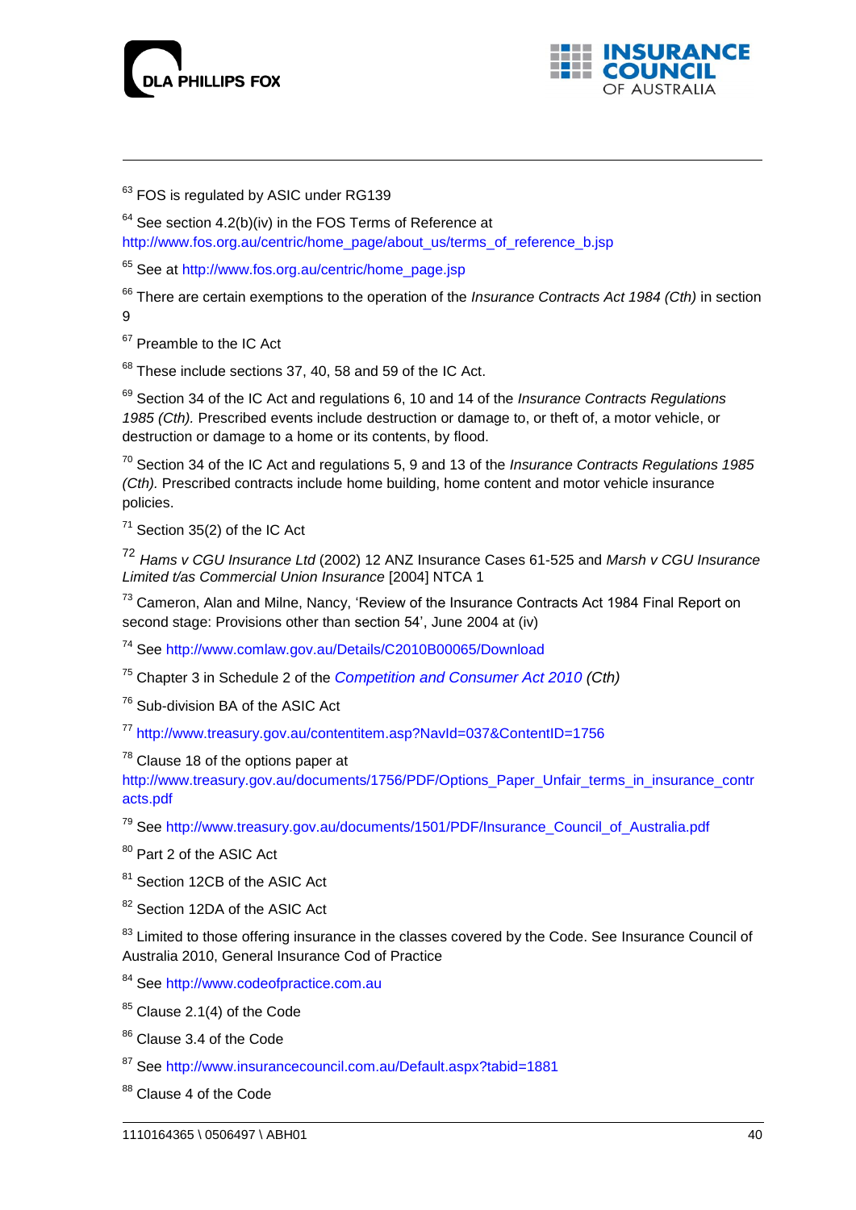[63] FOS is regulated by ASIC under RG139

[64] See section 4.2(b)(iv) in the FOS Terms of Reference at http://www.fos.org.au/centric/home_page/about_us/terms_of_reference_b.jsp

[65] See at http://www.fos.org.au/centric/home_page.jsp

[66] There are certain exemptions to the operation of the *Insurance Contracts Act 1984 (Cth)* in section 9

[67] Preamble to the IC Act

[68] These include sections 37, 40, 58 and 59 of the IC Act.

[69] Section 34 of the IC Act and regulations 6, 10 and 14 of the *Insurance Contracts Regulations 1985 (Cth).* Prescribed events include destruction or damage to, or theft of, a motor vehicle, or destruction or damage to a home or its contents, by flood.

[70] Section 34 of the IC Act and regulations 5, 9 and 13 of the *Insurance Contracts Regulations 1985 (Cth).* Prescribed contracts include home building, home content and motor vehicle insurance policies.

[71] Section 35(2) of the IC Act

[72] *Hams v CGU Insurance Ltd* (2002) 12 ANZ Insurance Cases 61-525 and *Marsh v CGU Insurance Limited t/as Commercial Union Insurance* [2004] NTCA 1

[73] Cameron, Alan and Milne, Nancy, 'Review of the Insurance Contracts Act 1984 Final Report on second stage: Provisions other than section 54', June 2004 at (iv)

[74] See http://www.comlaw.gov.au/Details/C2010B00065/Download

[75] Chapter 3 in Schedule 2 of the *Competition and Consumer Act 2010 (Cth)*

[76] Sub-division BA of the ASIC Act

[77] http://www.treasury.gov.au/contentitem.asp?NavId=037&ContentID=1756

[78] Clause 18 of the options paper at http://www.treasury.gov.au/documents/1756/PDF/Options_Paper_Unfair_terms_in_insurance_contracts.pdf

[79] See http://www.treasury.gov.au/documents/1501/PDF/Insurance_Council_of_Australia.pdf

[80] Part 2 of the ASIC Act

[81] Section 12CB of the ASIC Act

[82] Section 12DA of the ASIC Act

[83] Limited to those offering insurance in the classes covered by the Code. See Insurance Council of Australia 2010, General Insurance Cod of Practice

[84] See http://www.codeofpractice.com.au

[85] Clause 2.1(4) of the Code

[86] Clause 3.4 of the Code

[87] See http://www.insurancecouncil.com.au/Default.aspx?tabid=1881

[88] Clause 4 of the Code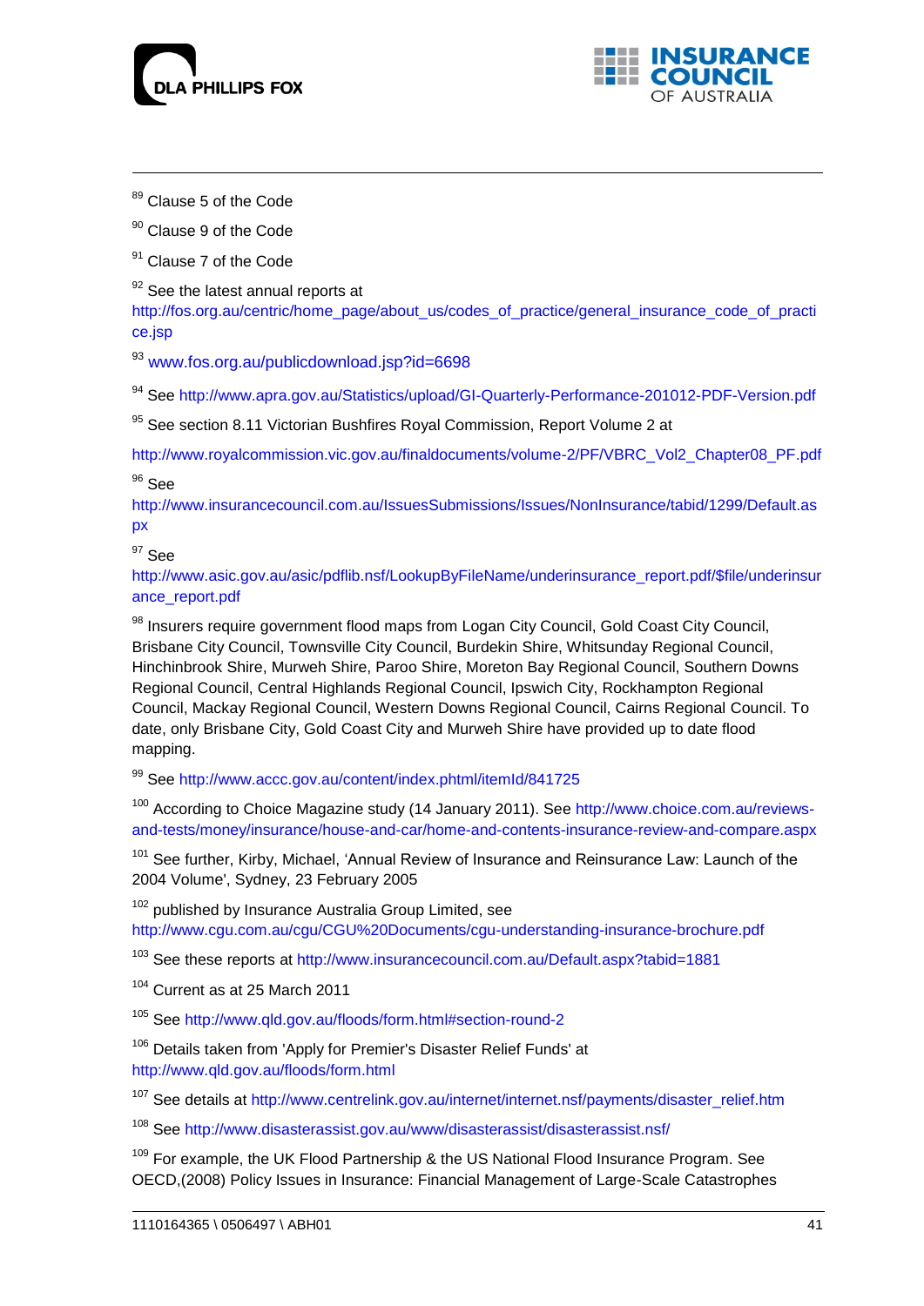[89] Clause 5 of the Code

[90] Clause 9 of the Code

[91] Clause 7 of the Code

[92] See the latest annual reports at http://fos.org.au/centric/home_page/about_us/codes_of_practice/general_insurance_code_of_practice.jsp

[93] www.fos.org.au/publicdownload.jsp?id=6698

[94] See http://www.apra.gov.au/Statistics/upload/GI-Quarterly-Performance-201012-PDF-Version.pdf

[95] See section 8.11 Victorian Bushfires Royal Commission, Report Volume 2 at

http://www.royalcommission.vic.gov.au/finaldocuments/volume-2/PF/VBRC_Vol2_Chapter08_PF.pdf

[96] See http://www.insurancecouncil.com.au/IssuesSubmissions/Issues/NonInsurance/tabid/1299/Default.aspx

[97] See http://www.asic.gov.au/asic/pdflib.nsf/LookupByFileName/underinsurance_report.pdf/$file/underinsurance_report.pdf

[98] Insurers require government flood maps from Logan City Council, Gold Coast City Council, Brisbane City Council, Townsville City Council, Burdekin Shire, Whitsunday Regional Council, Hinchinbrook Shire, Murweh Shire, Paroo Shire, Moreton Bay Regional Council, Southern Downs Regional Council, Central Highlands Regional Council, Ipswich City, Rockhampton Regional Council, Mackay Regional Council, Western Downs Regional Council, Cairns Regional Council. To date, only Brisbane City, Gold Coast City and Murweh Shire have provided up to date flood mapping.

[99] See http://www.accc.gov.au/content/index.phtml/itemId/841725

[100] According to Choice Magazine study (14 January 2011). See http://www.choice.com.au/reviews-and-tests/money/insurance/house-and-car/home-and-contents-insurance-review-and-compare.aspx

[101] See further, Kirby, Michael, 'Annual Review of Insurance and Reinsurance Law: Launch of the 2004 Volume', Sydney, 23 February 2005

[102] published by Insurance Australia Group Limited, see http://www.cgu.com.au/cgu/CGU%20Documents/cgu-understanding-insurance-brochure.pdf

[103] See these reports at http://www.insurancecouncil.com.au/Default.aspx?tabid=1881

[104] Current as at 25 March 2011

[105] See http://www.qld.gov.au/floods/form.html#section-round-2

[106] Details taken from 'Apply for Premier's Disaster Relief Funds' at http://www.qld.gov.au/floods/form.html

[107] See details at http://www.centrelink.gov.au/internet/internet.nsf/payments/disaster_relief.htm

[108] See http://www.disasterassist.gov.au/www/disasterassist/disasterassist.nsf/

[109] For example, the UK Flood Partnership & the US National Flood Insurance Program. See OECD,(2008) Policy Issues in Insurance: Financial Management of Large-Scale Catastrophes

1110164365 \ 0506497 \ ABH01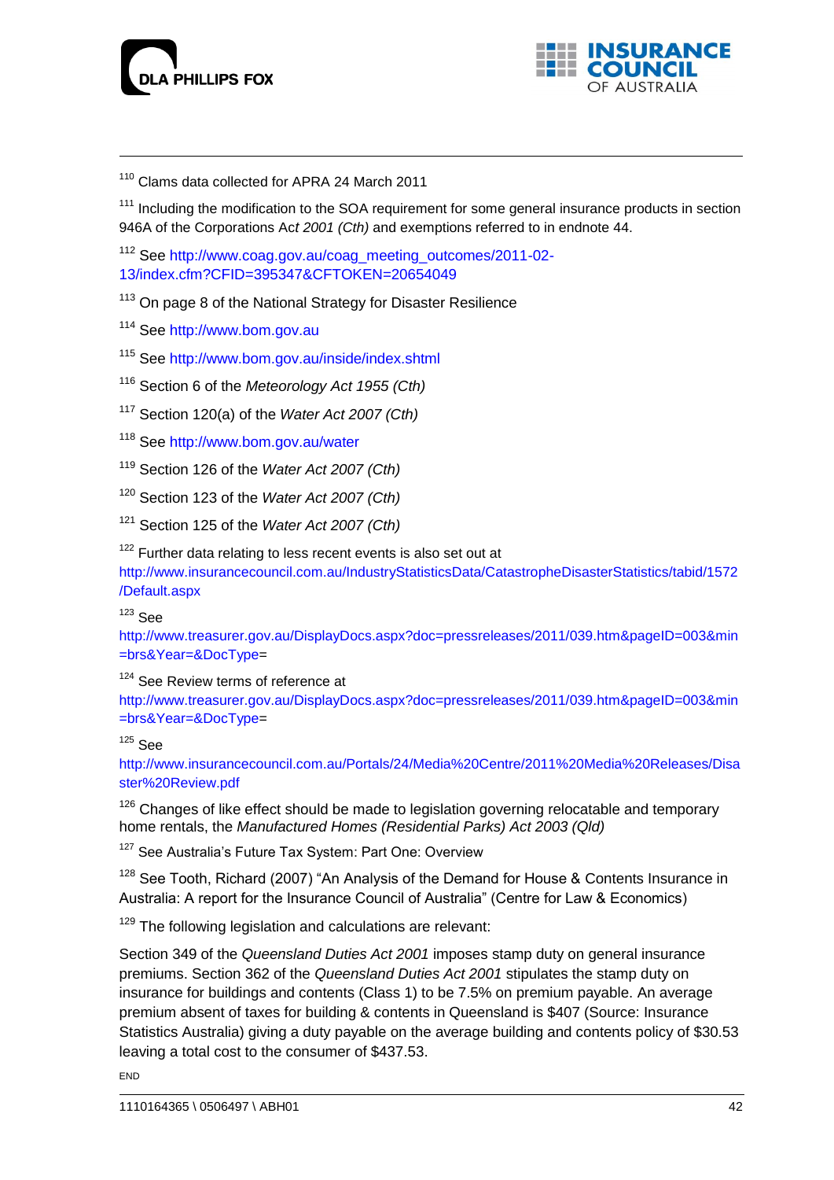[110] Clams data collected for APRA 24 March 2011

[111] Including the modification to the SOA requirement for some general insurance products in section 946A of the Corporations Act *2001 (Cth)* and exemptions referred to in endnote 44.

[112] See http://www.coag.gov.au/coag_meeting_outcomes/2011-02-13/index.cfm?CFID=395347&CFTOKEN=20654049

[113] On page 8 of the National Strategy for Disaster Resilience

[114] See http://www.bom.gov.au

[115] See http://www.bom.gov.au/inside/index.shtml

[116] Section 6 of the *Meteorology Act 1955 (Cth)*

[117] Section 120(a) of the *Water Act 2007 (Cth)*

[118] See http://www.bom.gov.au/water

[119] Section 126 of the *Water Act 2007 (Cth)*

[120] Section 123 of the *Water Act 2007 (Cth)*

[121] Section 125 of the *Water Act 2007 (Cth)*

[122] Further data relating to less recent events is also set out at http://www.insurancecouncil.com.au/IndustryStatisticsData/CatastropheDisasterStatistics/tabid/1572/Default.aspx

[123] See http://www.treasurer.gov.au/DisplayDocs.aspx?doc=pressreleases/2011/039.htm&pageID=003&min=brs&Year=&DocType=

[124] See Review terms of reference at http://www.treasurer.gov.au/DisplayDocs.aspx?doc=pressreleases/2011/039.htm&pageID=003&min=brs&Year=&DocType=

[125] See http://www.insurancecouncil.com.au/Portals/24/Media%20Centre/2011%20Media%20Releases/Disaster%20Review.pdf

[126] Changes of like effect should be made to legislation governing relocatable and temporary home rentals, the *Manufactured Homes (Residential Parks) Act 2003 (Qld)*

[127] See Australia's Future Tax System: Part One: Overview

[128] See Tooth, Richard (2007) "An Analysis of the Demand for House & Contents Insurance in Australia: A report for the Insurance Council of Australia" (Centre for Law & Economics)

[129] The following legislation and calculations are relevant:

Section 349 of the *Queensland Duties Act 2001* imposes stamp duty on general insurance premiums. Section 362 of the *Queensland Duties Act 2001* stipulates the stamp duty on insurance for buildings and contents (Class 1) to be 7.5% on premium payable. An average premium absent of taxes for building & contents in Queensland is $407 (Source: Insurance Statistics Australia) giving a duty payable on the average building and contents policy of $30.53 leaving a total cost to the consumer of $437.53.

END